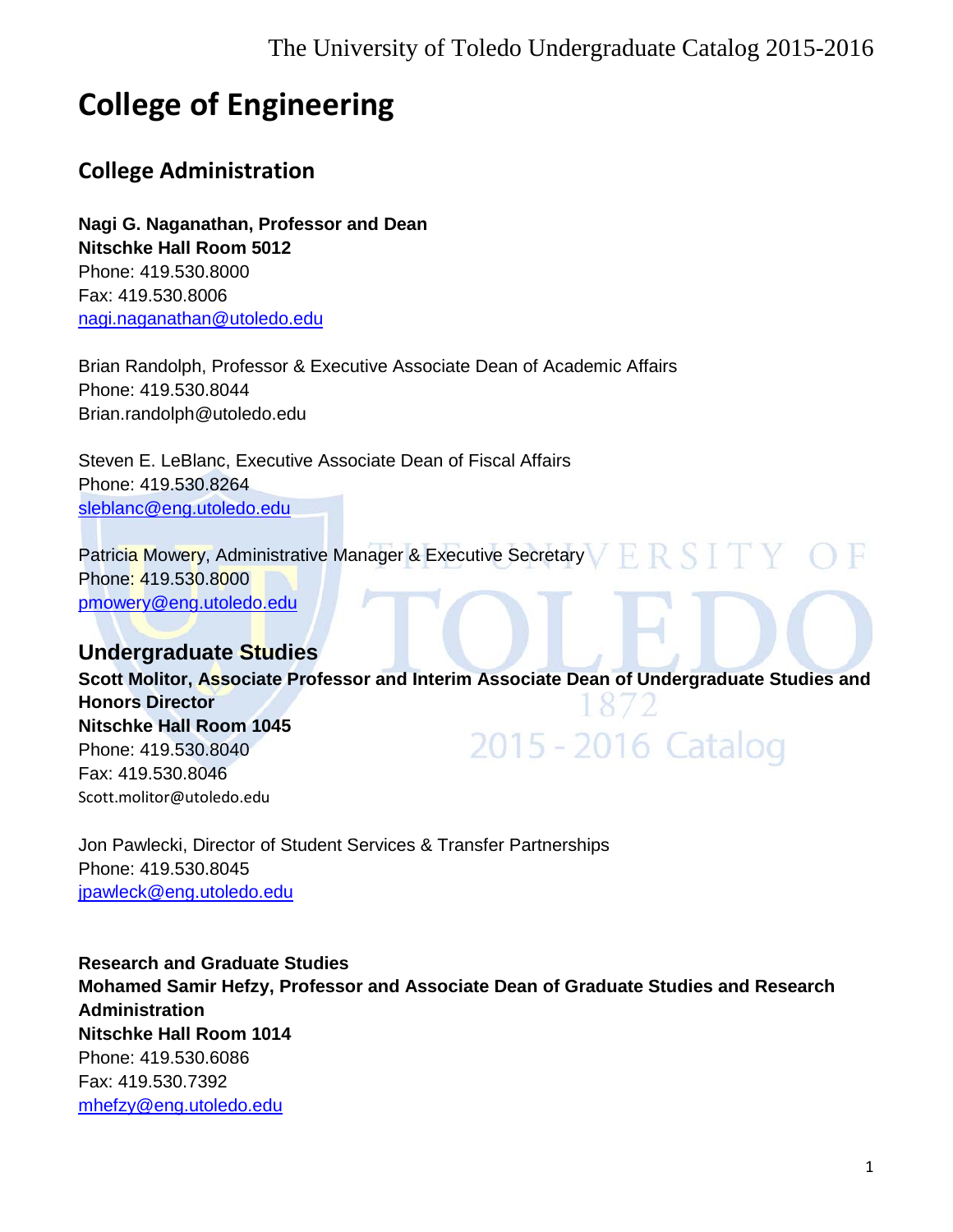# College of Engineering

## College Administration

**Nagi G. Naganathan, Professor and Dean**
**Nitschke Hall Room 5012**
Phone: 419.530.8000
Fax: 419.530.8006
nagi.naganathan@utoledo.edu

Brian Randolph, Professor & Executive Associate Dean of Academic Affairs
Phone: 419.530.8044
Brian.randolph@utoledo.edu

Steven E. LeBlanc, Executive Associate Dean of Fiscal Affairs
Phone: 419.530.8264
sleblanc@eng.utoledo.edu

Patricia Mowery, Administrative Manager & Executive Secretary
Phone: 419.530.8000
pmowery@eng.utoledo.edu

## Undergraduate Studies

**Scott Molitor, Associate Professor and Interim Associate Dean of Undergraduate Studies and Honors Director**
**Nitschke Hall Room 1045**
Phone: 419.530.8040
Fax: 419.530.8046
Scott.molitor@utoledo.edu

Jon Pawlecki, Director of Student Services & Transfer Partnerships
Phone: 419.530.8045
jpawleck@eng.utoledo.edu

**Research and Graduate Studies**
**Mohamed Samir Hefzy, Professor and Associate Dean of Graduate Studies and Research Administration**
**Nitschke Hall Room 1014**
Phone: 419.530.6086
Fax: 419.530.7392
mhefzy@eng.utoledo.edu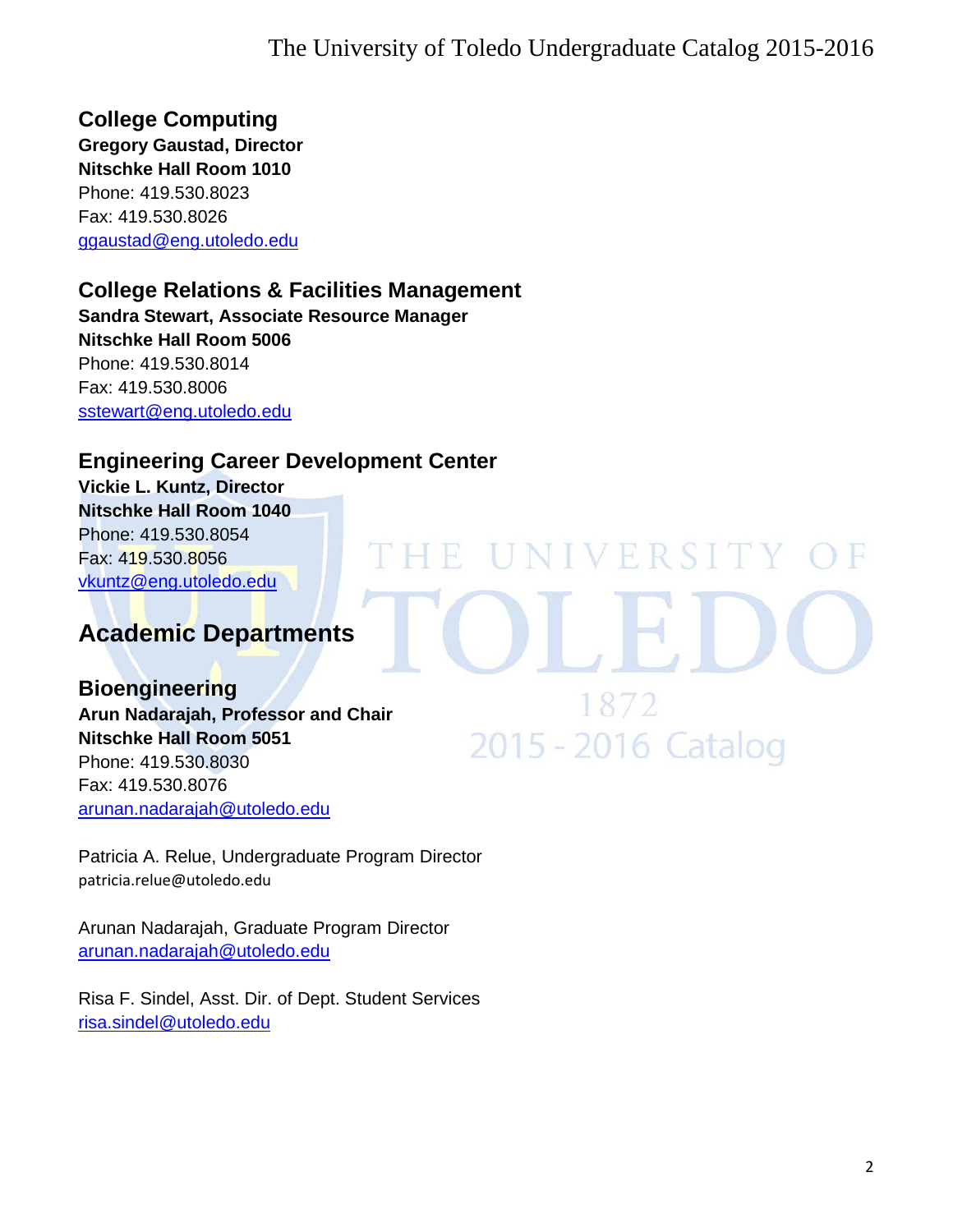## College Computing

**Gregory Gaustad, Director**
**Nitschke Hall Room 1010**
Phone: 419.530.8023
Fax: 419.530.8026
ggaustad@eng.utoledo.edu

## College Relations & Facilities Management

**Sandra Stewart, Associate Resource Manager**
**Nitschke Hall Room 5006**
Phone: 419.530.8014
Fax: 419.530.8006
sstewart@eng.utoledo.edu

## Engineering Career Development Center

**Vickie L. Kuntz, Director**
**Nitschke Hall Room 1040**
Phone: 419.530.8054
Fax: 419.530.8056
vkuntz@eng.utoledo.edu

# Academic Departments

## Bioengineering

**Arun Nadarajah, Professor and Chair**
**Nitschke Hall Room 5051**
Phone: 419.530.8030
Fax: 419.530.8076
arunan.nadarajah@utoledo.edu

Patricia A. Relue, Undergraduate Program Director
patricia.relue@utoledo.edu

Arunan Nadarajah, Graduate Program Director
arunan.nadarajah@utoledo.edu

Risa F. Sindel, Asst. Dir. of Dept. Student Services
risa.sindel@utoledo.edu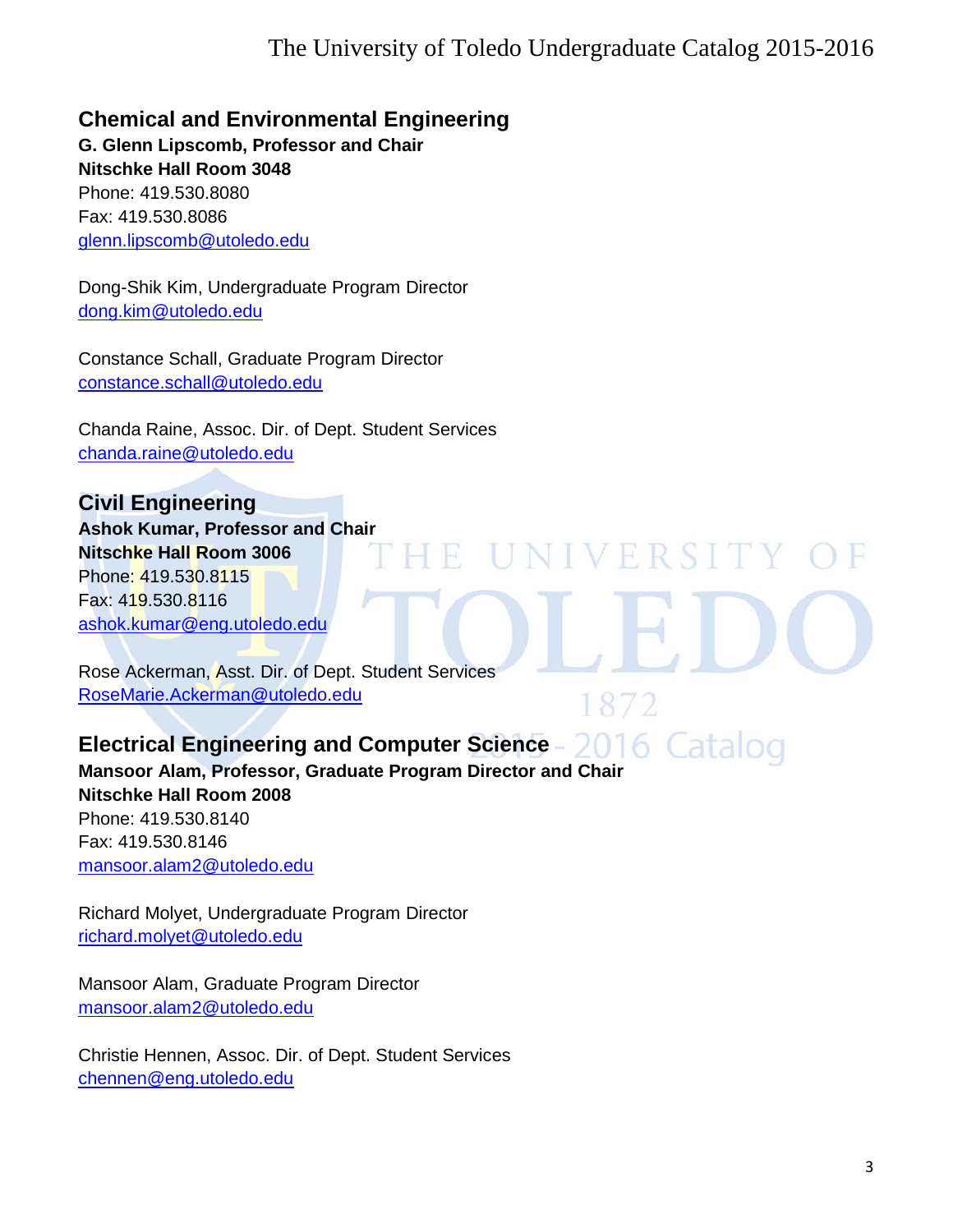## Chemical and Environmental Engineering

**G. Glenn Lipscomb, Professor and Chair**
**Nitschke Hall Room 3048**
Phone: 419.530.8080
Fax: 419.530.8086
glenn.lipscomb@utoledo.edu

Dong-Shik Kim, Undergraduate Program Director
dong.kim@utoledo.edu

Constance Schall, Graduate Program Director
constance.schall@utoledo.edu

Chanda Raine, Assoc. Dir. of Dept. Student Services
chanda.raine@utoledo.edu

## Civil Engineering

**Ashok Kumar, Professor and Chair**
**Nitschke Hall Room 3006**
Phone: 419.530.8115
Fax: 419.530.8116
ashok.kumar@eng.utoledo.edu

Rose Ackerman, Asst. Dir. of Dept. Student Services
RoseMarie.Ackerman@utoledo.edu

## Electrical Engineering and Computer Science

**Mansoor Alam, Professor, Graduate Program Director and Chair**
**Nitschke Hall Room 2008**
Phone: 419.530.8140
Fax: 419.530.8146
mansoor.alam2@utoledo.edu

Richard Molyet, Undergraduate Program Director
richard.molyet@utoledo.edu

Mansoor Alam, Graduate Program Director
mansoor.alam2@utoledo.edu

Christie Hennen, Assoc. Dir. of Dept. Student Services
chennen@eng.utoledo.edu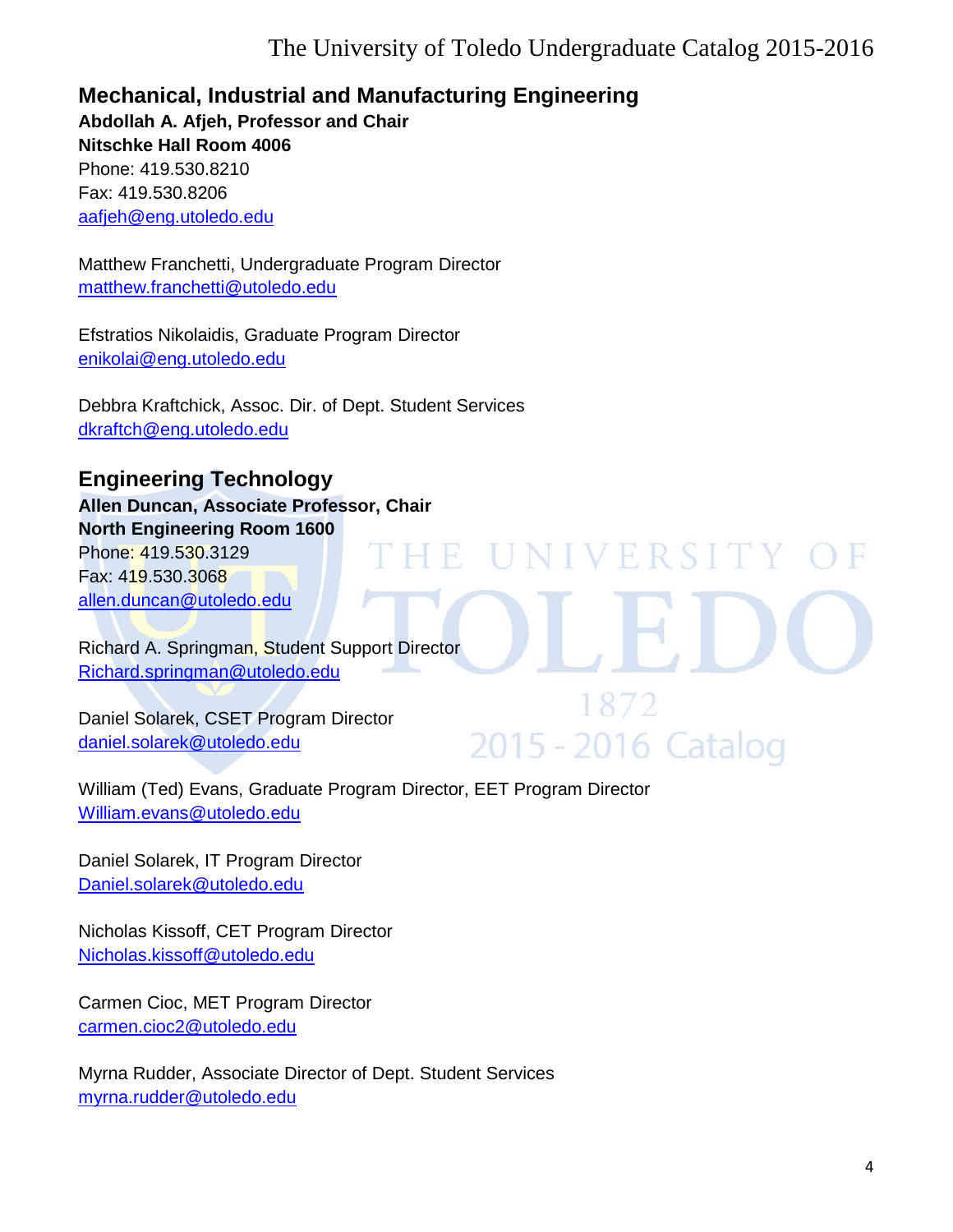## Mechanical, Industrial and Manufacturing Engineering

**Abdollah A. Afjeh, Professor and Chair**
**Nitschke Hall Room 4006**
Phone: 419.530.8210
Fax: 419.530.8206
aafjeh@eng.utoledo.edu

Matthew Franchetti, Undergraduate Program Director
matthew.franchetti@utoledo.edu

Efstratios Nikolaidis, Graduate Program Director
enikolai@eng.utoledo.edu

Debbra Kraftchick, Assoc. Dir. of Dept. Student Services
dkraftch@eng.utoledo.edu

## Engineering Technology

**Allen Duncan, Associate Professor, Chair**
**North Engineering Room 1600**
Phone: 419.530.3129
Fax: 419.530.3068
allen.duncan@utoledo.edu

Richard A. Springman, Student Support Director
Richard.springman@utoledo.edu

Daniel Solarek, CSET Program Director
daniel.solarek@utoledo.edu

William (Ted) Evans, Graduate Program Director, EET Program Director
William.evans@utoledo.edu

Daniel Solarek, IT Program Director
Daniel.solarek@utoledo.edu

Nicholas Kissoff, CET Program Director
Nicholas.kissoff@utoledo.edu

Carmen Cioc, MET Program Director
carmen.cioc2@utoledo.edu

Myrna Rudder, Associate Director of Dept. Student Services
myrna.rudder@utoledo.edu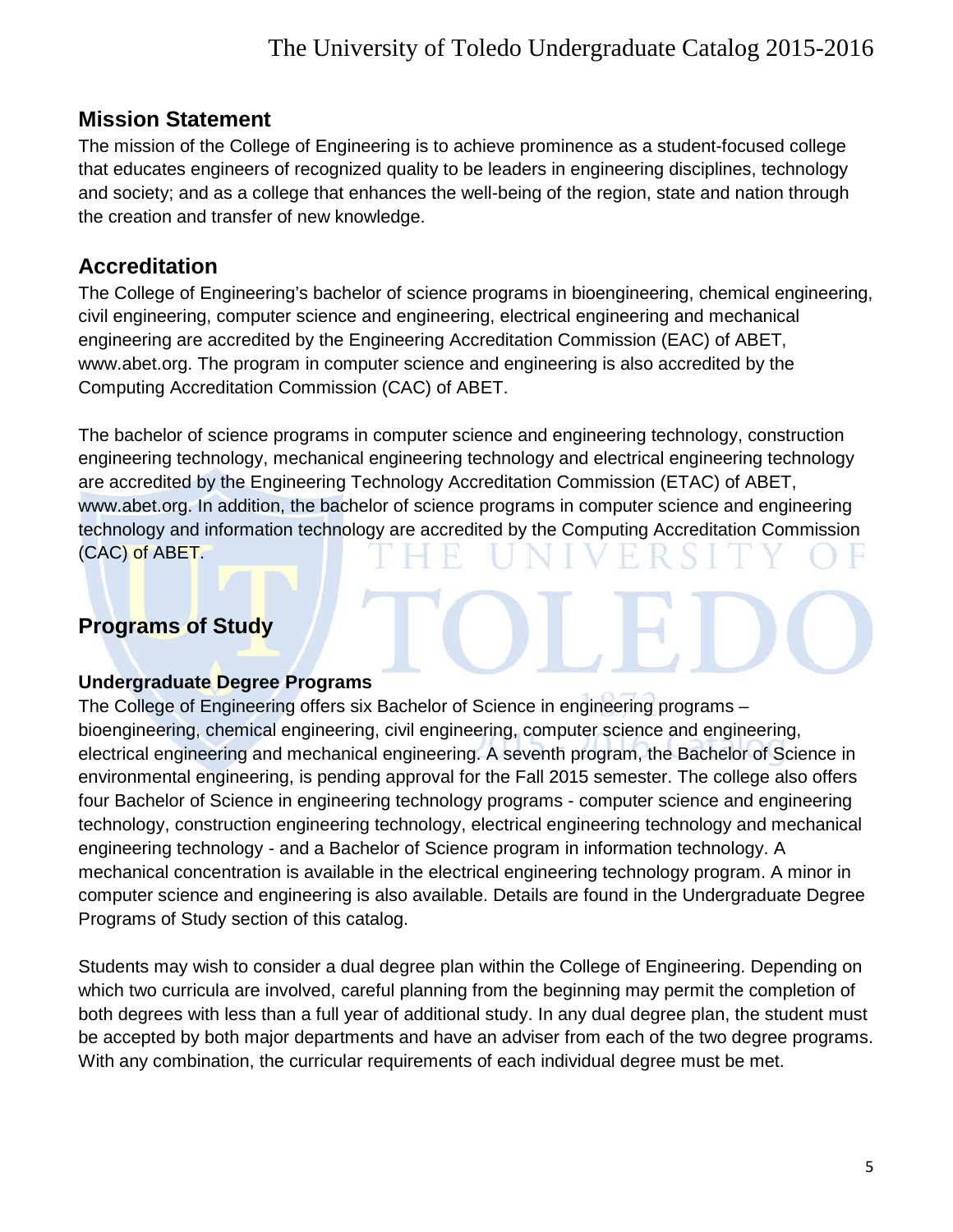## Mission Statement

The mission of the College of Engineering is to achieve prominence as a student-focused college that educates engineers of recognized quality to be leaders in engineering disciplines, technology and society; and as a college that enhances the well-being of the region, state and nation through the creation and transfer of new knowledge.

## Accreditation

The College of Engineering's bachelor of science programs in bioengineering, chemical engineering, civil engineering, computer science and engineering, electrical engineering and mechanical engineering are accredited by the Engineering Accreditation Commission (EAC) of ABET, www.abet.org. The program in computer science and engineering is also accredited by the Computing Accreditation Commission (CAC) of ABET.

The bachelor of science programs in computer science and engineering technology, construction engineering technology, mechanical engineering technology and electrical engineering technology are accredited by the Engineering Technology Accreditation Commission (ETAC) of ABET, www.abet.org. In addition, the bachelor of science programs in computer science and engineering technology and information technology are accredited by the Computing Accreditation Commission (CAC) of ABET.

## Programs of Study

### Undergraduate Degree Programs

The College of Engineering offers six Bachelor of Science in engineering programs – bioengineering, chemical engineering, civil engineering, computer science and engineering, electrical engineering and mechanical engineering. A seventh program, the Bachelor of Science in environmental engineering, is pending approval for the Fall 2015 semester. The college also offers four Bachelor of Science in engineering technology programs - computer science and engineering technology, construction engineering technology, electrical engineering technology and mechanical engineering technology - and a Bachelor of Science program in information technology. A mechanical concentration is available in the electrical engineering technology program. A minor in computer science and engineering is also available. Details are found in the Undergraduate Degree Programs of Study section of this catalog.

Students may wish to consider a dual degree plan within the College of Engineering. Depending on which two curricula are involved, careful planning from the beginning may permit the completion of both degrees with less than a full year of additional study. In any dual degree plan, the student must be accepted by both major departments and have an adviser from each of the two degree programs. With any combination, the curricular requirements of each individual degree must be met.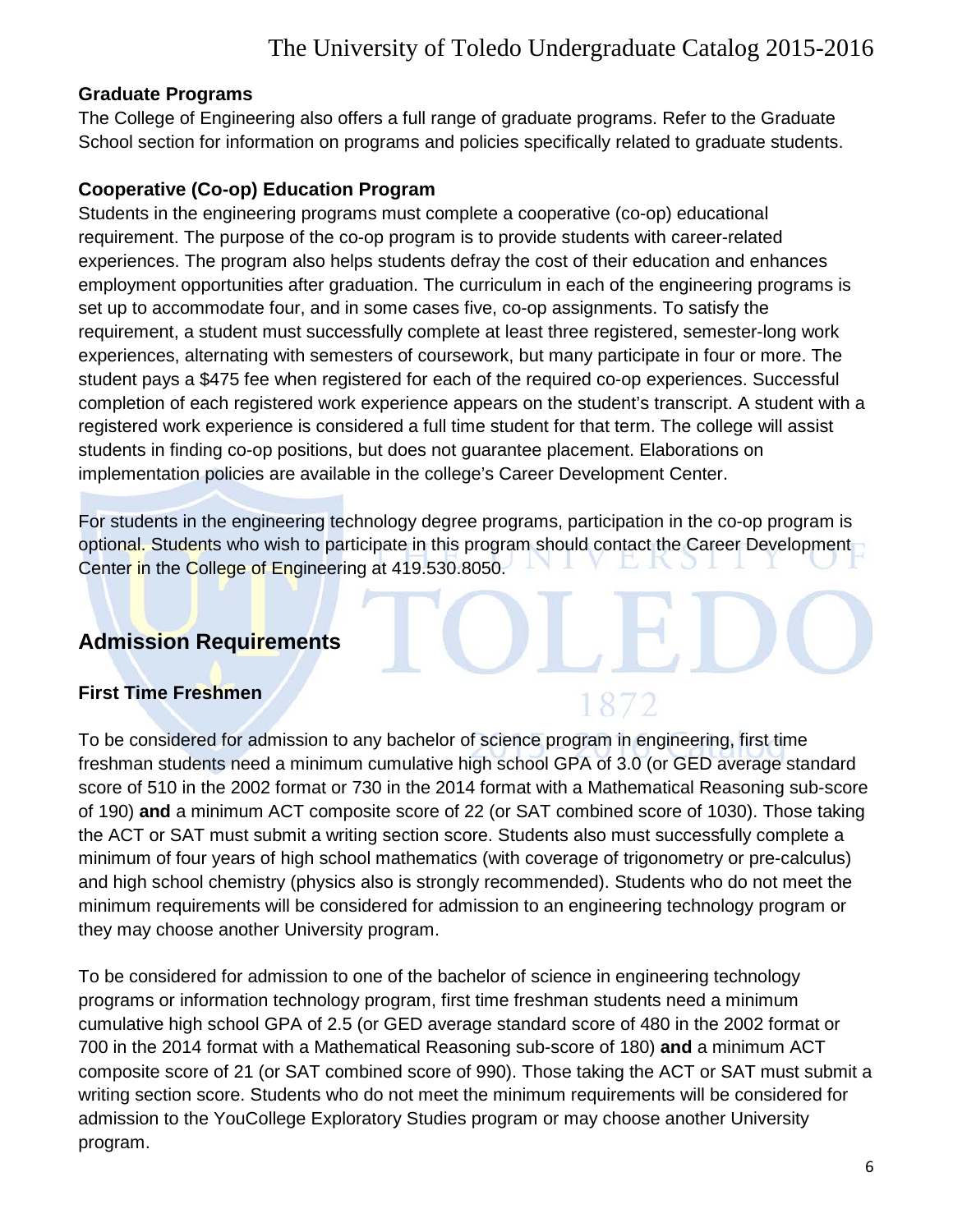### Graduate Programs

The College of Engineering also offers a full range of graduate programs. Refer to the Graduate School section for information on programs and policies specifically related to graduate students.

### Cooperative (Co-op) Education Program

Students in the engineering programs must complete a cooperative (co-op) educational requirement. The purpose of the co-op program is to provide students with career-related experiences. The program also helps students defray the cost of their education and enhances employment opportunities after graduation. The curriculum in each of the engineering programs is set up to accommodate four, and in some cases five, co-op assignments. To satisfy the requirement, a student must successfully complete at least three registered, semester-long work experiences, alternating with semesters of coursework, but many participate in four or more. The student pays a $475 fee when registered for each of the required co-op experiences. Successful completion of each registered work experience appears on the student's transcript. A student with a registered work experience is considered a full time student for that term. The college will assist students in finding co-op positions, but does not guarantee placement. Elaborations on implementation policies are available in the college's Career Development Center.

For students in the engineering technology degree programs, participation in the co-op program is optional. Students who wish to participate in this program should contact the Career Development Center in the College of Engineering at 419.530.8050.

## Admission Requirements

### First Time Freshmen

To be considered for admission to any bachelor of science program in engineering, first time freshman students need a minimum cumulative high school GPA of 3.0 (or GED average standard score of 510 in the 2002 format or 730 in the 2014 format with a Mathematical Reasoning sub-score of 190) **and** a minimum ACT composite score of 22 (or SAT combined score of 1030). Those taking the ACT or SAT must submit a writing section score. Students also must successfully complete a minimum of four years of high school mathematics (with coverage of trigonometry or pre-calculus) and high school chemistry (physics also is strongly recommended). Students who do not meet the minimum requirements will be considered for admission to an engineering technology program or they may choose another University program.

To be considered for admission to one of the bachelor of science in engineering technology programs or information technology program, first time freshman students need a minimum cumulative high school GPA of 2.5 (or GED average standard score of 480 in the 2002 format or 700 in the 2014 format with a Mathematical Reasoning sub-score of 180) **and** a minimum ACT composite score of 21 (or SAT combined score of 990). Those taking the ACT or SAT must submit a writing section score. Students who do not meet the minimum requirements will be considered for admission to the YouCollege Exploratory Studies program or may choose another University program.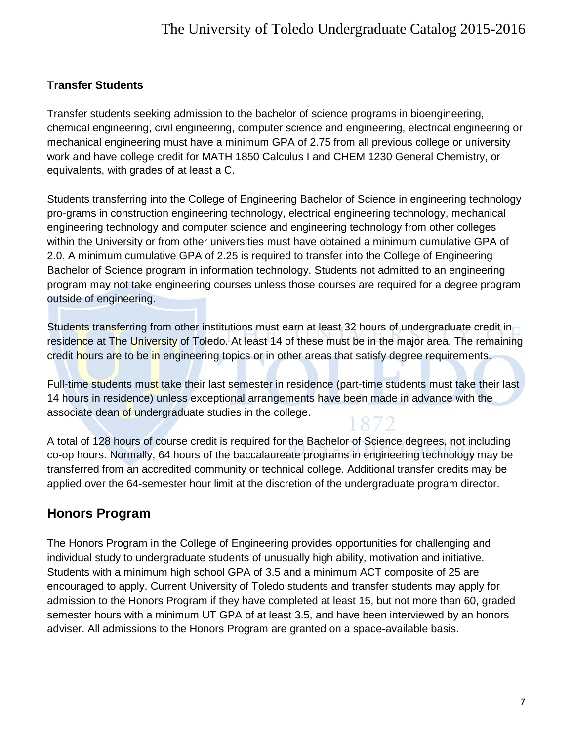### Transfer Students

Transfer students seeking admission to the bachelor of science programs in bioengineering, chemical engineering, civil engineering, computer science and engineering, electrical engineering or mechanical engineering must have a minimum GPA of 2.75 from all previous college or university work and have college credit for MATH 1850 Calculus I and CHEM 1230 General Chemistry, or equivalents, with grades of at least a C.

Students transferring into the College of Engineering Bachelor of Science in engineering technology pro-grams in construction engineering technology, electrical engineering technology, mechanical engineering technology and computer science and engineering technology from other colleges within the University or from other universities must have obtained a minimum cumulative GPA of 2.0. A minimum cumulative GPA of 2.25 is required to transfer into the College of Engineering Bachelor of Science program in information technology. Students not admitted to an engineering program may not take engineering courses unless those courses are required for a degree program outside of engineering.

Students transferring from other institutions must earn at least 32 hours of undergraduate credit in residence at The University of Toledo. At least 14 of these must be in the major area. The remaining credit hours are to be in engineering topics or in other areas that satisfy degree requirements.

Full-time students must take their last semester in residence (part-time students must take their last 14 hours in residence) unless exceptional arrangements have been made in advance with the associate dean of undergraduate studies in the college.

A total of 128 hours of course credit is required for the Bachelor of Science degrees, not including co-op hours. Normally, 64 hours of the baccalaureate programs in engineering technology may be transferred from an accredited community or technical college. Additional transfer credits may be applied over the 64-semester hour limit at the discretion of the undergraduate program director.

## Honors Program

The Honors Program in the College of Engineering provides opportunities for challenging and individual study to undergraduate students of unusually high ability, motivation and initiative. Students with a minimum high school GPA of 3.5 and a minimum ACT composite of 25 are encouraged to apply. Current University of Toledo students and transfer students may apply for admission to the Honors Program if they have completed at least 15, but not more than 60, graded semester hours with a minimum UT GPA of at least 3.5, and have been interviewed by an honors adviser. All admissions to the Honors Program are granted on a space-available basis.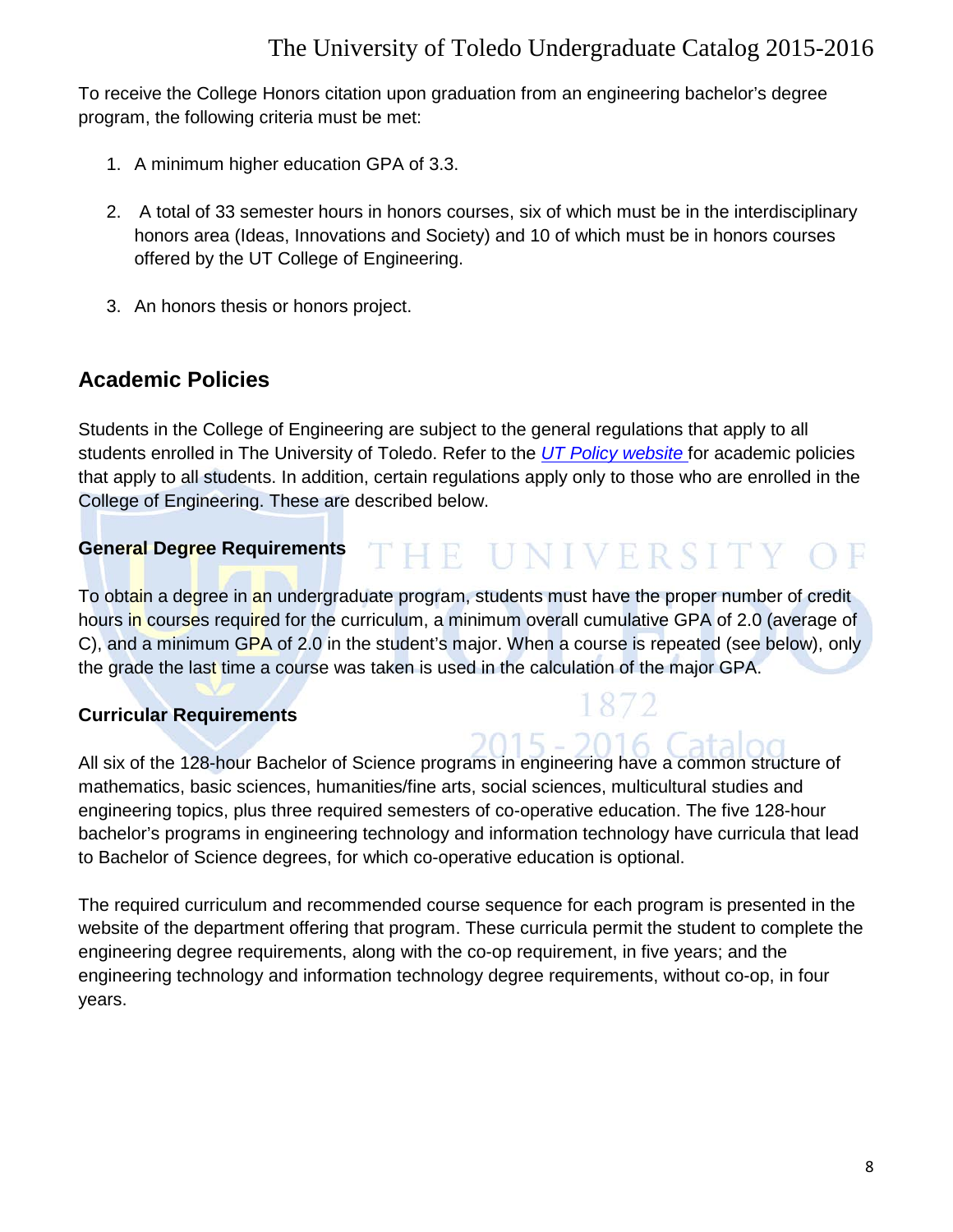To receive the College Honors citation upon graduation from an engineering bachelor's degree program, the following criteria must be met:

1. A minimum higher education GPA of 3.3.

2. A total of 33 semester hours in honors courses, six of which must be in the interdisciplinary honors area (Ideas, Innovations and Society) and 10 of which must be in honors courses offered by the UT College of Engineering.

3. An honors thesis or honors project.

## Academic Policies

Students in the College of Engineering are subject to the general regulations that apply to all students enrolled in The University of Toledo. Refer to the *UT Policy website* for academic policies that apply to all students. In addition, certain regulations apply only to those who are enrolled in the College of Engineering. These are described below.

### General Degree Requirements

To obtain a degree in an undergraduate program, students must have the proper number of credit hours in courses required for the curriculum, a minimum overall cumulative GPA of 2.0 (average of C), and a minimum GPA of 2.0 in the student's major. When a course is repeated (see below), only the grade the last time a course was taken is used in the calculation of the major GPA.

### Curricular Requirements

All six of the 128-hour Bachelor of Science programs in engineering have a common structure of mathematics, basic sciences, humanities/fine arts, social sciences, multicultural studies and engineering topics, plus three required semesters of co-operative education. The five 128-hour bachelor's programs in engineering technology and information technology have curricula that lead to Bachelor of Science degrees, for which co-operative education is optional.

The required curriculum and recommended course sequence for each program is presented in the website of the department offering that program. These curricula permit the student to complete the engineering degree requirements, along with the co-op requirement, in five years; and the engineering technology and information technology degree requirements, without co-op, in four years.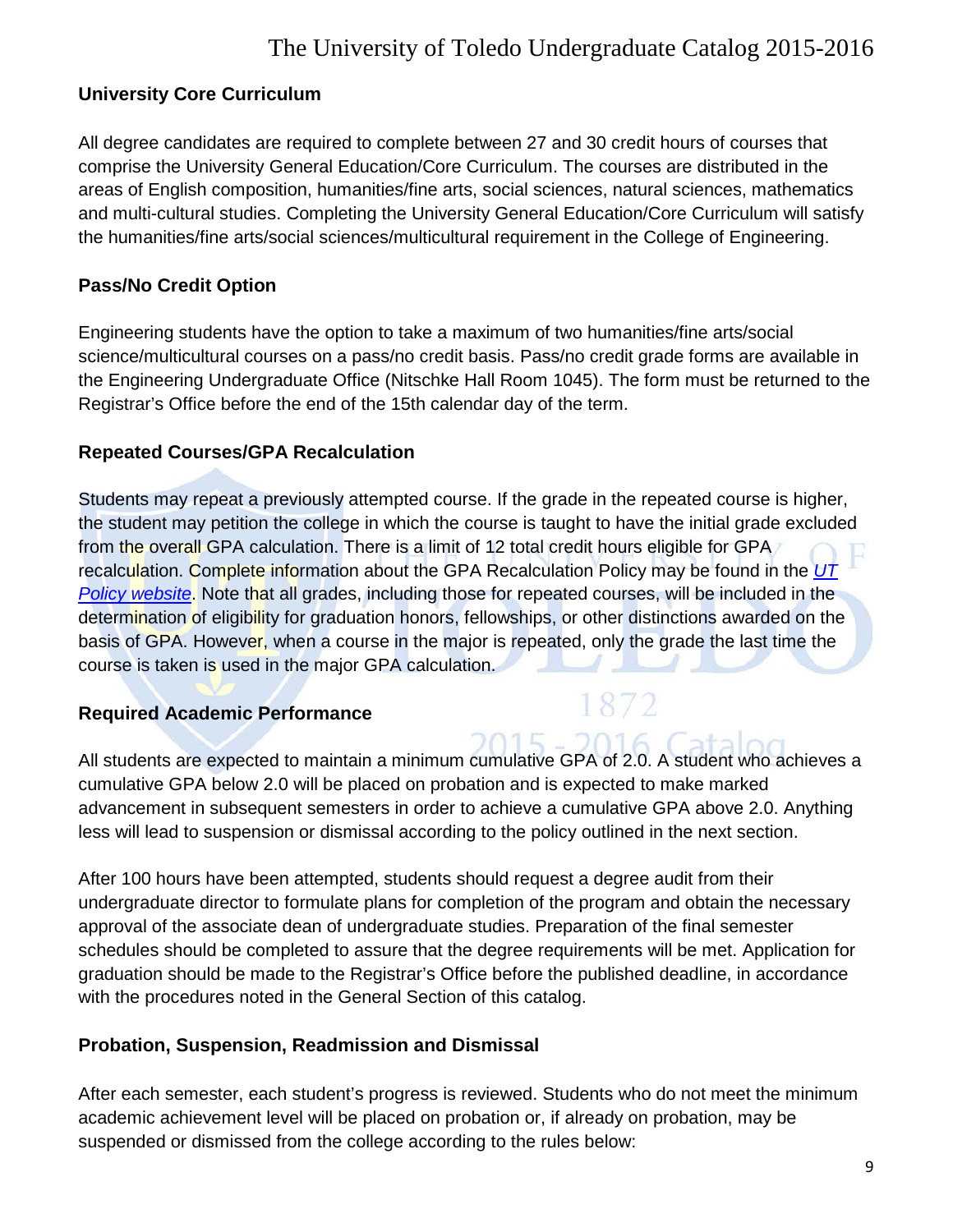### University Core Curriculum

All degree candidates are required to complete between 27 and 30 credit hours of courses that comprise the University General Education/Core Curriculum. The courses are distributed in the areas of English composition, humanities/fine arts, social sciences, natural sciences, mathematics and multi-cultural studies. Completing the University General Education/Core Curriculum will satisfy the humanities/fine arts/social sciences/multicultural requirement in the College of Engineering.

### Pass/No Credit Option

Engineering students have the option to take a maximum of two humanities/fine arts/social science/multicultural courses on a pass/no credit basis. Pass/no credit grade forms are available in the Engineering Undergraduate Office (Nitschke Hall Room 1045). The form must be returned to the Registrar's Office before the end of the 15th calendar day of the term.

### Repeated Courses/GPA Recalculation

Students may repeat a previously attempted course. If the grade in the repeated course is higher, the student may petition the college in which the course is taught to have the initial grade excluded from the overall GPA calculation. There is a limit of 12 total credit hours eligible for GPA recalculation. Complete information about the GPA Recalculation Policy may be found in the *UT Policy website*. Note that all grades, including those for repeated courses, will be included in the determination of eligibility for graduation honors, fellowships, or other distinctions awarded on the basis of GPA. However, when a course in the major is repeated, only the grade the last time the course is taken is used in the major GPA calculation.

### Required Academic Performance

All students are expected to maintain a minimum cumulative GPA of 2.0. A student who achieves a cumulative GPA below 2.0 will be placed on probation and is expected to make marked advancement in subsequent semesters in order to achieve a cumulative GPA above 2.0. Anything less will lead to suspension or dismissal according to the policy outlined in the next section.

After 100 hours have been attempted, students should request a degree audit from their undergraduate director to formulate plans for completion of the program and obtain the necessary approval of the associate dean of undergraduate studies. Preparation of the final semester schedules should be completed to assure that the degree requirements will be met. Application for graduation should be made to the Registrar's Office before the published deadline, in accordance with the procedures noted in the General Section of this catalog.

### Probation, Suspension, Readmission and Dismissal

After each semester, each student's progress is reviewed. Students who do not meet the minimum academic achievement level will be placed on probation or, if already on probation, may be suspended or dismissed from the college according to the rules below: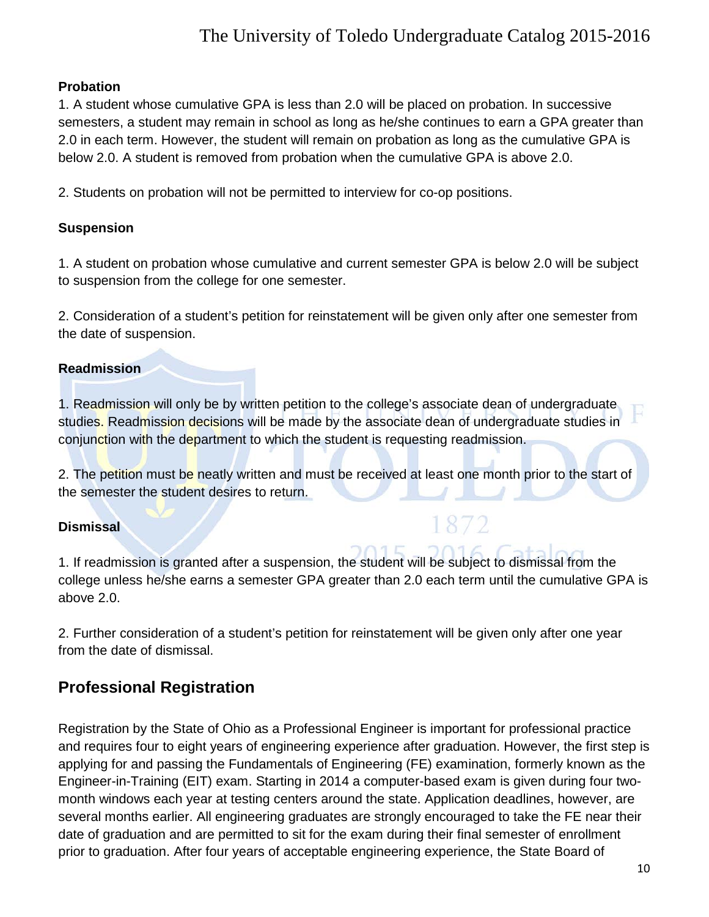### Probation

1. A student whose cumulative GPA is less than 2.0 will be placed on probation. In successive semesters, a student may remain in school as long as he/she continues to earn a GPA greater than 2.0 in each term. However, the student will remain on probation as long as the cumulative GPA is below 2.0. A student is removed from probation when the cumulative GPA is above 2.0.

2. Students on probation will not be permitted to interview for co-op positions.

### Suspension

1. A student on probation whose cumulative and current semester GPA is below 2.0 will be subject to suspension from the college for one semester.

2. Consideration of a student's petition for reinstatement will be given only after one semester from the date of suspension.

### Readmission

1. Readmission will only be by written petition to the college's associate dean of undergraduate studies. Readmission decisions will be made by the associate dean of undergraduate studies in conjunction with the department to which the student is requesting readmission.

2. The petition must be neatly written and must be received at least one month prior to the start of the semester the student desires to return.

### Dismissal

1. If readmission is granted after a suspension, the student will be subject to dismissal from the college unless he/she earns a semester GPA greater than 2.0 each term until the cumulative GPA is above 2.0.

2. Further consideration of a student's petition for reinstatement will be given only after one year from the date of dismissal.

## Professional Registration

Registration by the State of Ohio as a Professional Engineer is important for professional practice and requires four to eight years of engineering experience after graduation. However, the first step is applying for and passing the Fundamentals of Engineering (FE) examination, formerly known as the Engineer-in-Training (EIT) exam. Starting in 2014 a computer-based exam is given during four two-month windows each year at testing centers around the state. Application deadlines, however, are several months earlier. All engineering graduates are strongly encouraged to take the FE near their date of graduation and are permitted to sit for the exam during their final semester of enrollment prior to graduation. After four years of acceptable engineering experience, the State Board of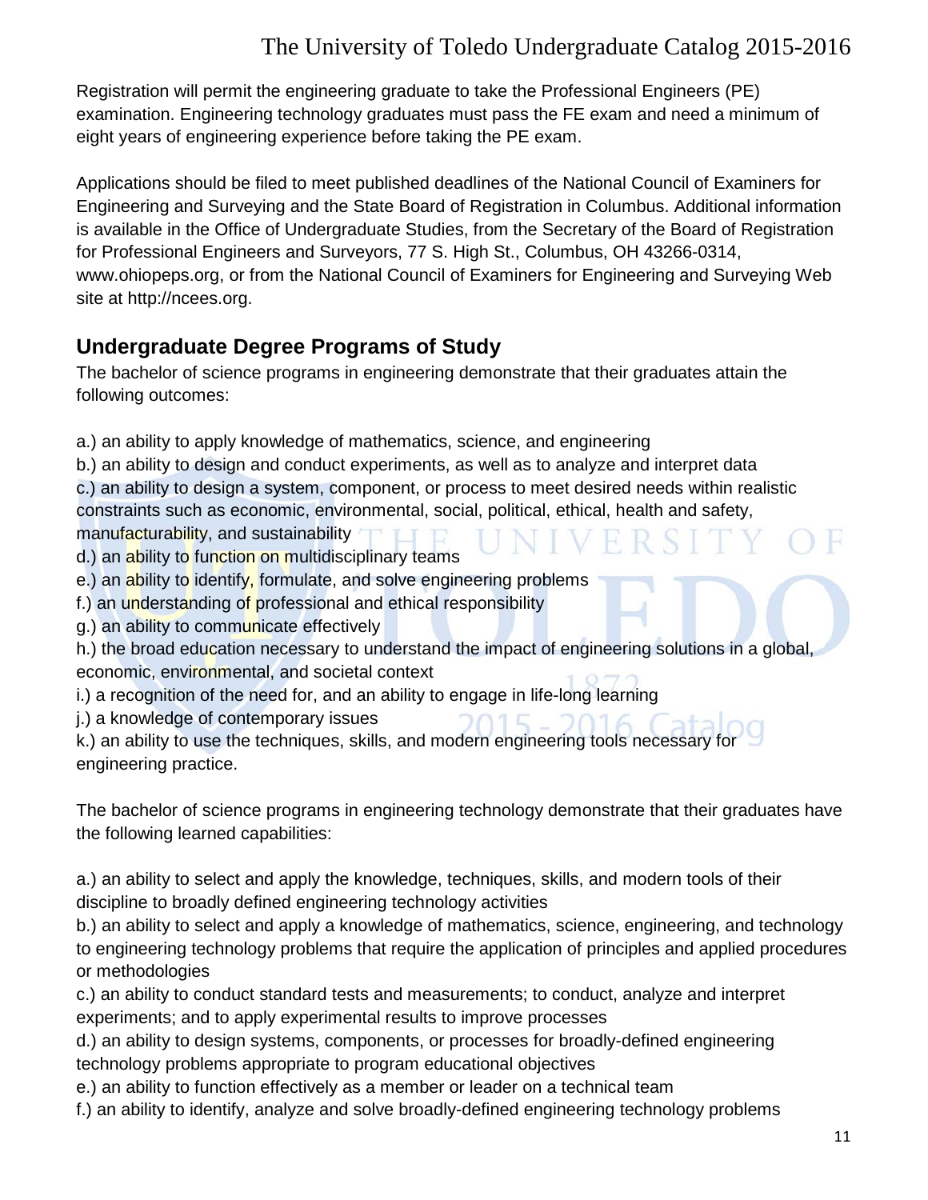Registration will permit the engineering graduate to take the Professional Engineers (PE) examination. Engineering technology graduates must pass the FE exam and need a minimum of eight years of engineering experience before taking the PE exam.

Applications should be filed to meet published deadlines of the National Council of Examiners for Engineering and Surveying and the State Board of Registration in Columbus. Additional information is available in the Office of Undergraduate Studies, from the Secretary of the Board of Registration for Professional Engineers and Surveyors, 77 S. High St., Columbus, OH 43266-0314, www.ohiopeps.org, or from the National Council of Examiners for Engineering and Surveying Web site at http://ncees.org.

## Undergraduate Degree Programs of Study

The bachelor of science programs in engineering demonstrate that their graduates attain the following outcomes:

a.) an ability to apply knowledge of mathematics, science, and engineering
b.) an ability to design and conduct experiments, as well as to analyze and interpret data
c.) an ability to design a system, component, or process to meet desired needs within realistic constraints such as economic, environmental, social, political, ethical, health and safety, manufacturability, and sustainability
d.) an ability to function on multidisciplinary teams
e.) an ability to identify, formulate, and solve engineering problems
f.) an understanding of professional and ethical responsibility
g.) an ability to communicate effectively
h.) the broad education necessary to understand the impact of engineering solutions in a global, economic, environmental, and societal context
i.) a recognition of the need for, and an ability to engage in life-long learning
j.) a knowledge of contemporary issues
k.) an ability to use the techniques, skills, and modern engineering tools necessary for engineering practice.

The bachelor of science programs in engineering technology demonstrate that their graduates have the following learned capabilities:

a.) an ability to select and apply the knowledge, techniques, skills, and modern tools of their discipline to broadly defined engineering technology activities
b.) an ability to select and apply a knowledge of mathematics, science, engineering, and technology to engineering technology problems that require the application of principles and applied procedures or methodologies
c.) an ability to conduct standard tests and measurements; to conduct, analyze and interpret experiments; and to apply experimental results to improve processes
d.) an ability to design systems, components, or processes for broadly-defined engineering technology problems appropriate to program educational objectives
e.) an ability to function effectively as a member or leader on a technical team
f.) an ability to identify, analyze and solve broadly-defined engineering technology problems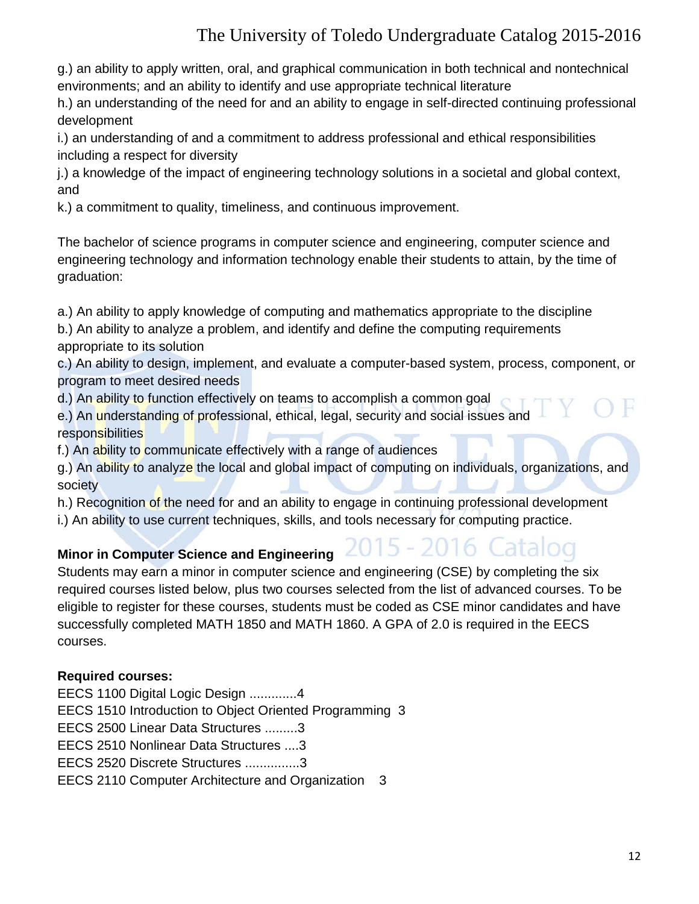g.) an ability to apply written, oral, and graphical communication in both technical and nontechnical environments; and an ability to identify and use appropriate technical literature

h.) an understanding of the need for and an ability to engage in self-directed continuing professional development

i.) an understanding of and a commitment to address professional and ethical responsibilities including a respect for diversity

j.) a knowledge of the impact of engineering technology solutions in a societal and global context, and

k.) a commitment to quality, timeliness, and continuous improvement.

The bachelor of science programs in computer science and engineering, computer science and engineering technology and information technology enable their students to attain, by the time of graduation:

a.) An ability to apply knowledge of computing and mathematics appropriate to the discipline

b.) An ability to analyze a problem, and identify and define the computing requirements appropriate to its solution

c.) An ability to design, implement, and evaluate a computer-based system, process, component, or program to meet desired needs

d.) An ability to function effectively on teams to accomplish a common goal

e.) An understanding of professional, ethical, legal, security and social issues and responsibilities

f.) An ability to communicate effectively with a range of audiences

g.) An ability to analyze the local and global impact of computing on individuals, organizations, and society

h.) Recognition of the need for and an ability to engage in continuing professional development

i.) An ability to use current techniques, skills, and tools necessary for computing practice.

**Minor in Computer Science and Engineering**

Students may earn a minor in computer science and engineering (CSE) by completing the six required courses listed below, plus two courses selected from the list of advanced courses. To be eligible to register for these courses, students must be coded as CSE minor candidates and have successfully completed MATH 1850 and MATH 1860. A GPA of 2.0 is required in the EECS courses.

**Required courses:**

EECS 1100 Digital Logic Design .............4

EECS 1510 Introduction to Object Oriented Programming 3

EECS 2500 Linear Data Structures .........3

EECS 2510 Nonlinear Data Structures ....3

EECS 2520 Discrete Structures ...............3

EECS 2110 Computer Architecture and Organization 3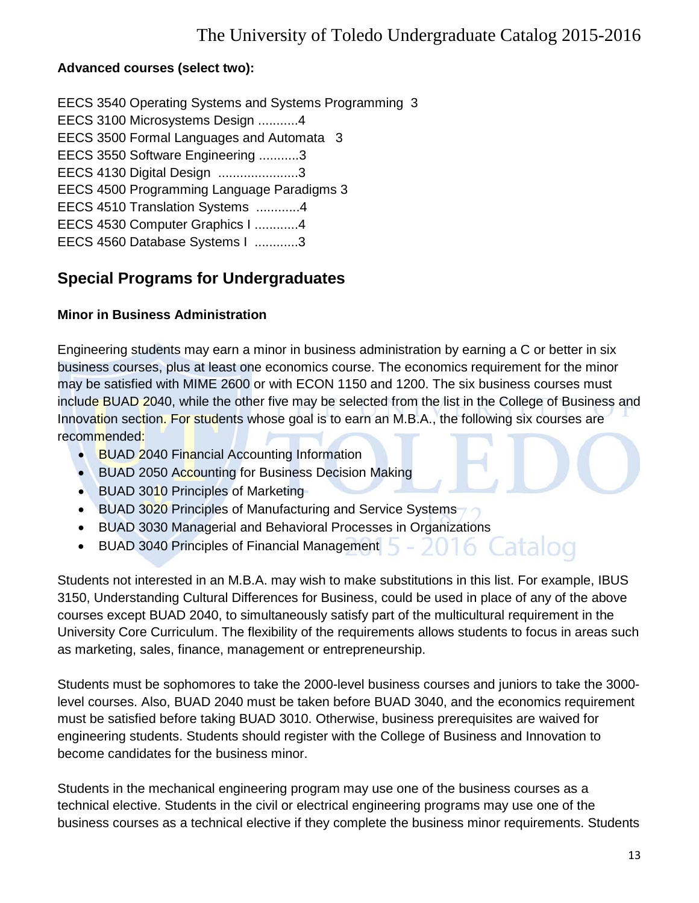**Advanced courses (select two):**

EECS 3540 Operating Systems and Systems Programming 3
EECS 3100 Microsystems Design ...........4
EECS 3500 Formal Languages and Automata 3
EECS 3550 Software Engineering ...........3
EECS 4130 Digital Design ......................3
EECS 4500 Programming Language Paradigms 3
EECS 4510 Translation Systems ............4
EECS 4530 Computer Graphics I ............4
EECS 4560 Database Systems I ............3

## Special Programs for Undergraduates

### Minor in Business Administration

Engineering students may earn a minor in business administration by earning a C or better in six business courses, plus at least one economics course. The economics requirement for the minor may be satisfied with MIME 2600 or with ECON 1150 and 1200. The six business courses must include BUAD 2040, while the other five may be selected from the list in the College of Business and Innovation section. For students whose goal is to earn an M.B.A., the following six courses are recommended:

- BUAD 2040 Financial Accounting Information
- BUAD 2050 Accounting for Business Decision Making
- BUAD 3010 Principles of Marketing
- BUAD 3020 Principles of Manufacturing and Service Systems
- BUAD 3030 Managerial and Behavioral Processes in Organizations
- BUAD 3040 Principles of Financial Management

Students not interested in an M.B.A. may wish to make substitutions in this list. For example, IBUS 3150, Understanding Cultural Differences for Business, could be used in place of any of the above courses except BUAD 2040, to simultaneously satisfy part of the multicultural requirement in the University Core Curriculum. The flexibility of the requirements allows students to focus in areas such as marketing, sales, finance, management or entrepreneurship.

Students must be sophomores to take the 2000-level business courses and juniors to take the 3000-level courses. Also, BUAD 2040 must be taken before BUAD 3040, and the economics requirement must be satisfied before taking BUAD 3010. Otherwise, business prerequisites are waived for engineering students. Students should register with the College of Business and Innovation to become candidates for the business minor.

Students in the mechanical engineering program may use one of the business courses as a technical elective. Students in the civil or electrical engineering programs may use one of the business courses as a technical elective if they complete the business minor requirements. Students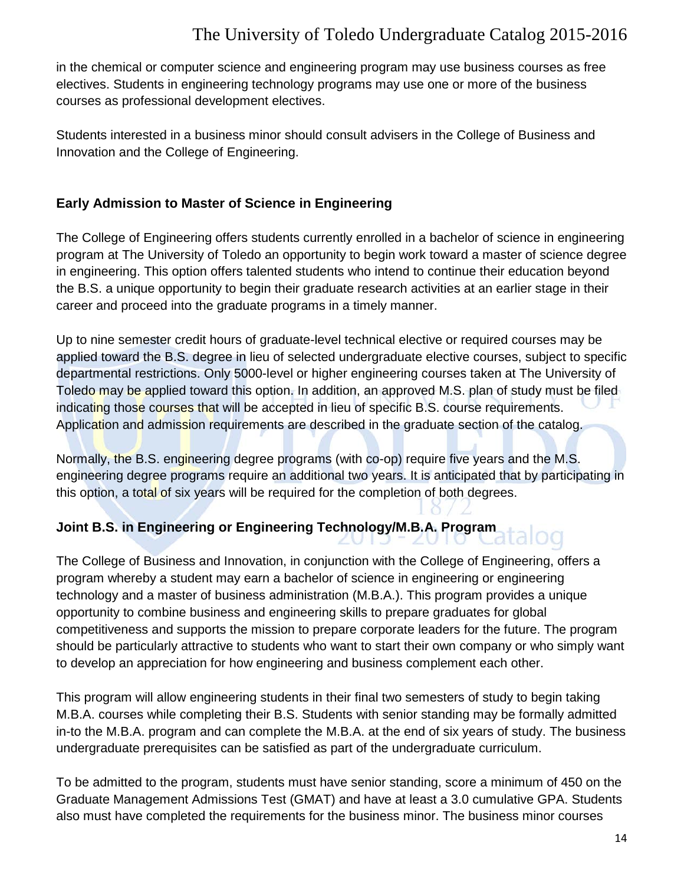in the chemical or computer science and engineering program may use business courses as free electives. Students in engineering technology programs may use one or more of the business courses as professional development electives.

Students interested in a business minor should consult advisers in the College of Business and Innovation and the College of Engineering.

### Early Admission to Master of Science in Engineering

The College of Engineering offers students currently enrolled in a bachelor of science in engineering program at The University of Toledo an opportunity to begin work toward a master of science degree in engineering. This option offers talented students who intend to continue their education beyond the B.S. a unique opportunity to begin their graduate research activities at an earlier stage in their career and proceed into the graduate programs in a timely manner.

Up to nine semester credit hours of graduate-level technical elective or required courses may be applied toward the B.S. degree in lieu of selected undergraduate elective courses, subject to specific departmental restrictions. Only 5000-level or higher engineering courses taken at The University of Toledo may be applied toward this option. In addition, an approved M.S. plan of study must be filed indicating those courses that will be accepted in lieu of specific B.S. course requirements. Application and admission requirements are described in the graduate section of the catalog.

Normally, the B.S. engineering degree programs (with co-op) require five years and the M.S. engineering degree programs require an additional two years. It is anticipated that by participating in this option, a total of six years will be required for the completion of both degrees.

### Joint B.S. in Engineering or Engineering Technology/M.B.A. Program

The College of Business and Innovation, in conjunction with the College of Engineering, offers a program whereby a student may earn a bachelor of science in engineering or engineering technology and a master of business administration (M.B.A.). This program provides a unique opportunity to combine business and engineering skills to prepare graduates for global competitiveness and supports the mission to prepare corporate leaders for the future. The program should be particularly attractive to students who want to start their own company or who simply want to develop an appreciation for how engineering and business complement each other.

This program will allow engineering students in their final two semesters of study to begin taking M.B.A. courses while completing their B.S. Students with senior standing may be formally admitted in-to the M.B.A. program and can complete the M.B.A. at the end of six years of study. The business undergraduate prerequisites can be satisfied as part of the undergraduate curriculum.

To be admitted to the program, students must have senior standing, score a minimum of 450 on the Graduate Management Admissions Test (GMAT) and have at least a 3.0 cumulative GPA. Students also must have completed the requirements for the business minor. The business minor courses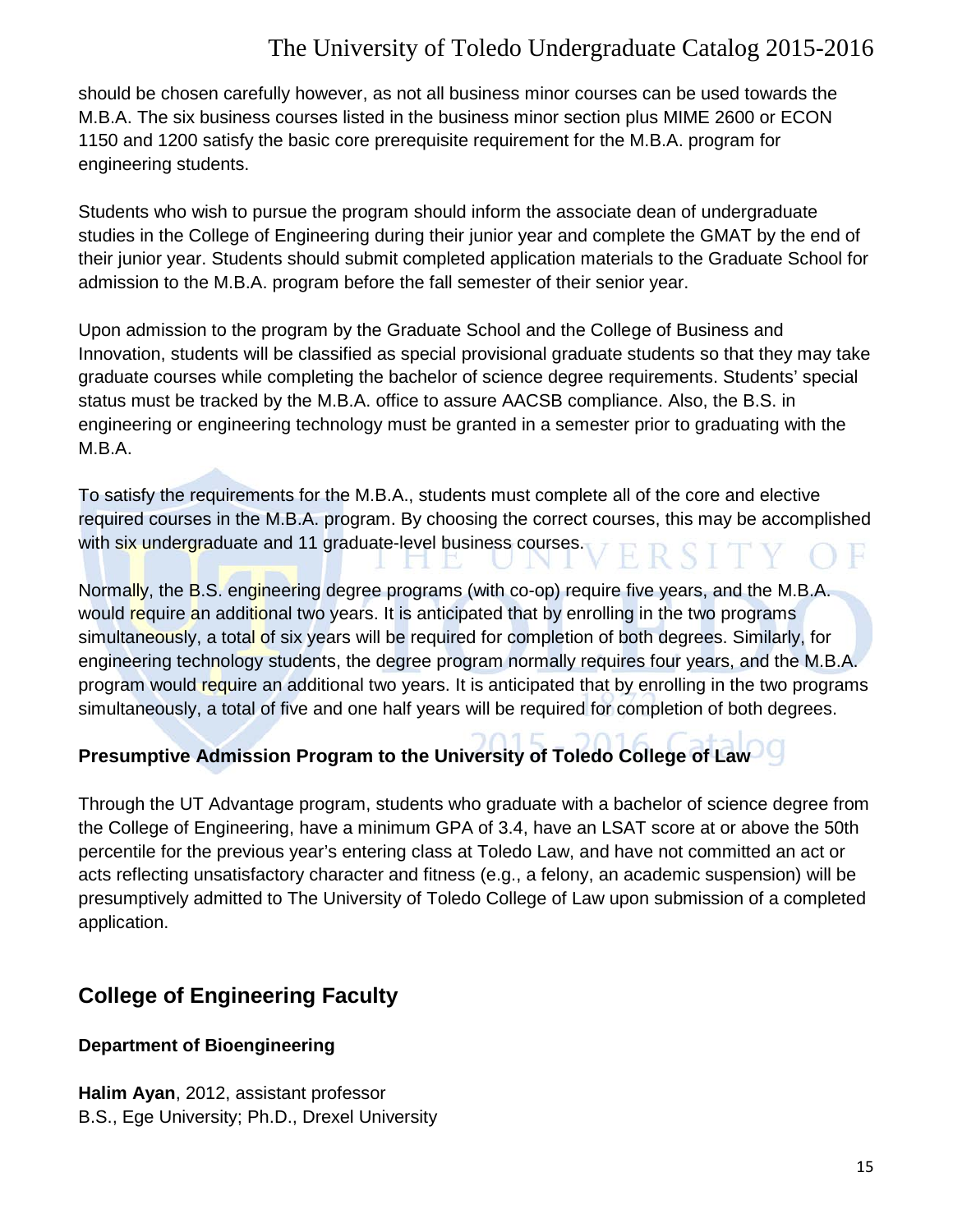should be chosen carefully however, as not all business minor courses can be used towards the M.B.A. The six business courses listed in the business minor section plus MIME 2600 or ECON 1150 and 1200 satisfy the basic core prerequisite requirement for the M.B.A. program for engineering students.

Students who wish to pursue the program should inform the associate dean of undergraduate studies in the College of Engineering during their junior year and complete the GMAT by the end of their junior year. Students should submit completed application materials to the Graduate School for admission to the M.B.A. program before the fall semester of their senior year.

Upon admission to the program by the Graduate School and the College of Business and Innovation, students will be classified as special provisional graduate students so that they may take graduate courses while completing the bachelor of science degree requirements. Students' special status must be tracked by the M.B.A. office to assure AACSB compliance. Also, the B.S. in engineering or engineering technology must be granted in a semester prior to graduating with the M.B.A.

To satisfy the requirements for the M.B.A., students must complete all of the core and elective required courses in the M.B.A. program. By choosing the correct courses, this may be accomplished with six undergraduate and 11 graduate-level business courses.

Normally, the B.S. engineering degree programs (with co-op) require five years, and the M.B.A. would require an additional two years. It is anticipated that by enrolling in the two programs simultaneously, a total of six years will be required for completion of both degrees. Similarly, for engineering technology students, the degree program normally requires four years, and the M.B.A. program would require an additional two years. It is anticipated that by enrolling in the two programs simultaneously, a total of five and one half years will be required for completion of both degrees.

### Presumptive Admission Program to the University of Toledo College of Law

Through the UT Advantage program, students who graduate with a bachelor of science degree from the College of Engineering, have a minimum GPA of 3.4, have an LSAT score at or above the 50th percentile for the previous year's entering class at Toledo Law, and have not committed an act or acts reflecting unsatisfactory character and fitness (e.g., a felony, an academic suspension) will be presumptively admitted to The University of Toledo College of Law upon submission of a completed application.

## College of Engineering Faculty

### Department of Bioengineering

**Halim Ayan**, 2012, assistant professor
B.S., Ege University; Ph.D., Drexel University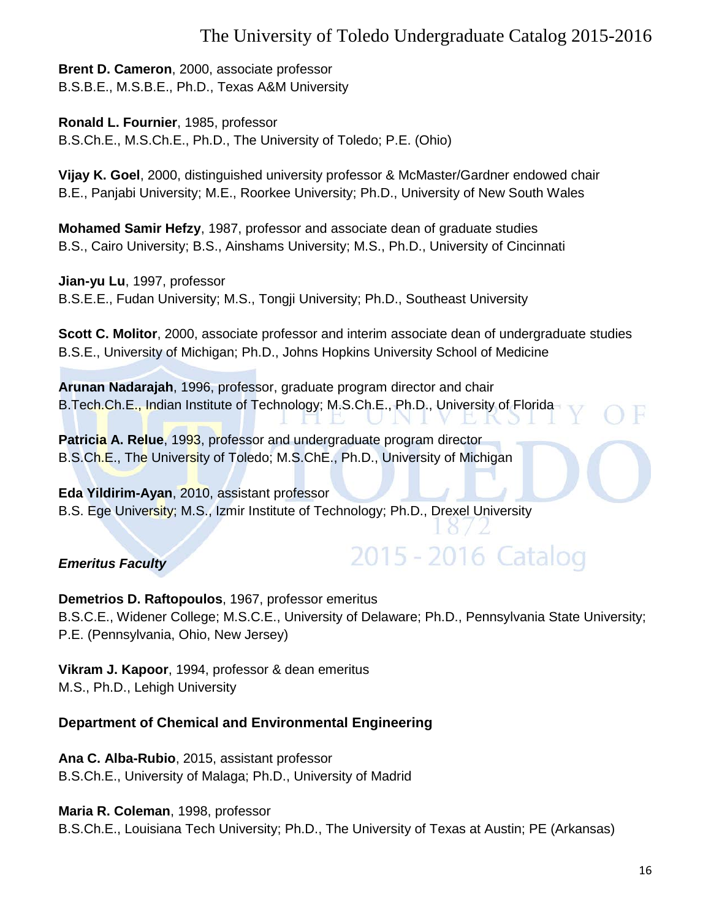**Brent D. Cameron**, 2000, associate professor
B.S.B.E., M.S.B.E., Ph.D., Texas A&M University

**Ronald L. Fournier**, 1985, professor
B.S.Ch.E., M.S.Ch.E., Ph.D., The University of Toledo; P.E. (Ohio)

**Vijay K. Goel**, 2000, distinguished university professor & McMaster/Gardner endowed chair
B.E., Panjabi University; M.E., Roorkee University; Ph.D., University of New South Wales

**Mohamed Samir Hefzy**, 1987, professor and associate dean of graduate studies
B.S., Cairo University; B.S., Ainshams University; M.S., Ph.D., University of Cincinnati

**Jian-yu Lu**, 1997, professor
B.S.E.E., Fudan University; M.S., Tongji University; Ph.D., Southeast University

**Scott C. Molitor**, 2000, associate professor and interim associate dean of undergraduate studies
B.S.E., University of Michigan; Ph.D., Johns Hopkins University School of Medicine

**Arunan Nadarajah**, 1996, professor, graduate program director and chair
B.Tech.Ch.E., Indian Institute of Technology; M.S.Ch.E., Ph.D., University of Florida

**Patricia A. Relue**, 1993, professor and undergraduate program director
B.S.Ch.E., The University of Toledo; M.S.ChE., Ph.D., University of Michigan

**Eda Yildirim-Ayan**, 2010, assistant professor
B.S. Ege University; M.S., Izmir Institute of Technology; Ph.D., Drexel University

***Emeritus Faculty***

**Demetrios D. Raftopoulos**, 1967, professor emeritus
B.S.C.E., Widener College; M.S.C.E., University of Delaware; Ph.D., Pennsylvania State University; P.E. (Pennsylvania, Ohio, New Jersey)

**Vikram J. Kapoor**, 1994, professor & dean emeritus
M.S., Ph.D., Lehigh University

**Department of Chemical and Environmental Engineering**

**Ana C. Alba-Rubio**, 2015, assistant professor
B.S.Ch.E., University of Malaga; Ph.D., University of Madrid

**Maria R. Coleman**, 1998, professor
B.S.Ch.E., Louisiana Tech University; Ph.D., The University of Texas at Austin; PE (Arkansas)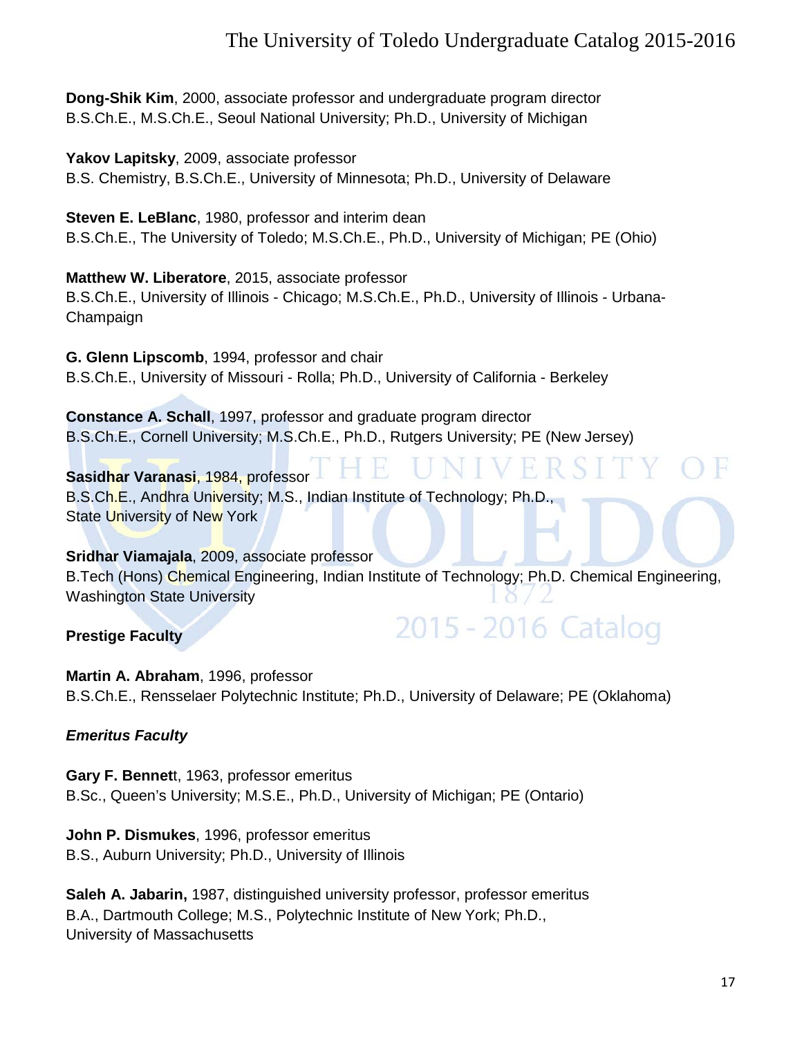**Dong-Shik Kim**, 2000, associate professor and undergraduate program director
B.S.Ch.E., M.S.Ch.E., Seoul National University; Ph.D., University of Michigan

**Yakov Lapitsky**, 2009, associate professor
B.S. Chemistry, B.S.Ch.E., University of Minnesota; Ph.D., University of Delaware

**Steven E. LeBlanc**, 1980, professor and interim dean
B.S.Ch.E., The University of Toledo; M.S.Ch.E., Ph.D., University of Michigan; PE (Ohio)

**Matthew W. Liberatore**, 2015, associate professor
B.S.Ch.E., University of Illinois - Chicago; M.S.Ch.E., Ph.D., University of Illinois - Urbana-Champaign

**G. Glenn Lipscomb**, 1994, professor and chair
B.S.Ch.E., University of Missouri - Rolla; Ph.D., University of California - Berkeley

**Constance A. Schall**, 1997, professor and graduate program director
B.S.Ch.E., Cornell University; M.S.Ch.E., Ph.D., Rutgers University; PE (New Jersey)

**Sasidhar Varanasi**, 1984, professor
B.S.Ch.E., Andhra University; M.S., Indian Institute of Technology; Ph.D., State University of New York

**Sridhar Viamajala**, 2009, associate professor
B.Tech (Hons) Chemical Engineering, Indian Institute of Technology; Ph.D. Chemical Engineering, Washington State University

**Prestige Faculty**

**Martin A. Abraham**, 1996, professor
B.S.Ch.E., Rensselaer Polytechnic Institute; Ph.D., University of Delaware; PE (Oklahoma)

***Emeritus Faculty***

**Gary F. Bennett**, 1963, professor emeritus
B.Sc., Queen's University; M.S.E., Ph.D., University of Michigan; PE (Ontario)

**John P. Dismukes**, 1996, professor emeritus
B.S., Auburn University; Ph.D., University of Illinois

**Saleh A. Jabarin,** 1987, distinguished university professor, professor emeritus
B.A., Dartmouth College; M.S., Polytechnic Institute of New York; Ph.D., University of Massachusetts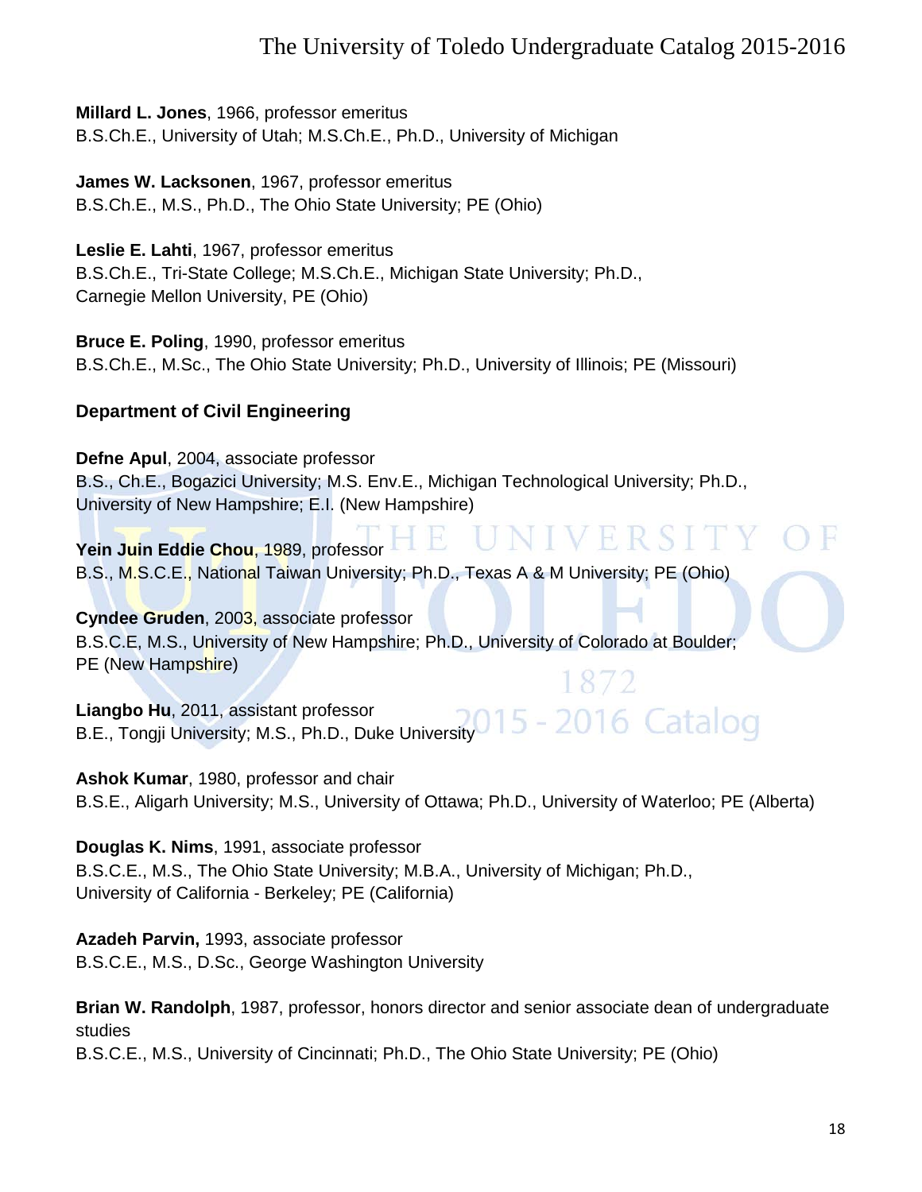**Millard L. Jones**, 1966, professor emeritus
B.S.Ch.E., University of Utah; M.S.Ch.E., Ph.D., University of Michigan

**James W. Lacksonen**, 1967, professor emeritus
B.S.Ch.E., M.S., Ph.D., The Ohio State University; PE (Ohio)

**Leslie E. Lahti**, 1967, professor emeritus
B.S.Ch.E., Tri-State College; M.S.Ch.E., Michigan State University; Ph.D., Carnegie Mellon University, PE (Ohio)

**Bruce E. Poling**, 1990, professor emeritus
B.S.Ch.E., M.Sc., The Ohio State University; Ph.D., University of Illinois; PE (Missouri)

### Department of Civil Engineering

**Defne Apul**, 2004, associate professor
B.S., Ch.E., Bogazici University; M.S. Env.E., Michigan Technological University; Ph.D., University of New Hampshire; E.I. (New Hampshire)

**Yein Juin Eddie Chou**, 1989, professor
B.S., M.S.C.E., National Taiwan University; Ph.D., Texas A & M University; PE (Ohio)

**Cyndee Gruden**, 2003, associate professor
B.S.C.E, M.S., University of New Hampshire; Ph.D., University of Colorado at Boulder; PE (New Hampshire)

**Liangbo Hu**, 2011, assistant professor
B.E., Tongji University; M.S., Ph.D., Duke University

**Ashok Kumar**, 1980, professor and chair
B.S.E., Aligarh University; M.S., University of Ottawa; Ph.D., University of Waterloo; PE (Alberta)

**Douglas K. Nims**, 1991, associate professor
B.S.C.E., M.S., The Ohio State University; M.B.A., University of Michigan; Ph.D., University of California - Berkeley; PE (California)

**Azadeh Parvin,** 1993, associate professor
B.S.C.E., M.S., D.Sc., George Washington University

**Brian W. Randolph**, 1987, professor, honors director and senior associate dean of undergraduate studies
B.S.C.E., M.S., University of Cincinnati; Ph.D., The Ohio State University; PE (Ohio)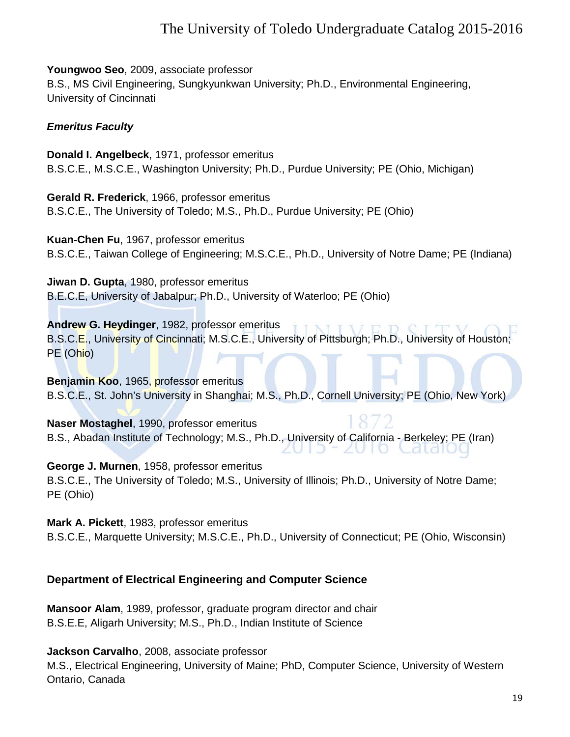**Youngwoo Seo**, 2009, associate professor
B.S., MS Civil Engineering, Sungkyunkwan University; Ph.D., Environmental Engineering, University of Cincinnati

***Emeritus Faculty***

**Donald I. Angelbeck**, 1971, professor emeritus
B.S.C.E., M.S.C.E., Washington University; Ph.D., Purdue University; PE (Ohio, Michigan)

**Gerald R. Frederick**, 1966, professor emeritus
B.S.C.E., The University of Toledo; M.S., Ph.D., Purdue University; PE (Ohio)

**Kuan-Chen Fu**, 1967, professor emeritus
B.S.C.E., Taiwan College of Engineering; M.S.C.E., Ph.D., University of Notre Dame; PE (Indiana)

**Jiwan D. Gupta**, 1980, professor emeritus
B.E.C.E, University of Jabalpur; Ph.D., University of Waterloo; PE (Ohio)

**Andrew G. Heydinger**, 1982, professor emeritus
B.S.C.E., University of Cincinnati; M.S.C.E., University of Pittsburgh; Ph.D., University of Houston; PE (Ohio)

**Benjamin Koo**, 1965, professor emeritus
B.S.C.E., St. John's University in Shanghai; M.S., Ph.D., Cornell University; PE (Ohio, New York)

**Naser Mostaghel**, 1990, professor emeritus
B.S., Abadan Institute of Technology; M.S., Ph.D., University of California - Berkeley; PE (Iran)

**George J. Murnen**, 1958, professor emeritus
B.S.C.E., The University of Toledo; M.S., University of Illinois; Ph.D., University of Notre Dame; PE (Ohio)

**Mark A. Pickett**, 1983, professor emeritus
B.S.C.E., Marquette University; M.S.C.E., Ph.D., University of Connecticut; PE (Ohio, Wisconsin)

### Department of Electrical Engineering and Computer Science

**Mansoor Alam**, 1989, professor, graduate program director and chair
B.S.E.E, Aligarh University; M.S., Ph.D., Indian Institute of Science

**Jackson Carvalho**, 2008, associate professor
M.S., Electrical Engineering, University of Maine; PhD, Computer Science, University of Western Ontario, Canada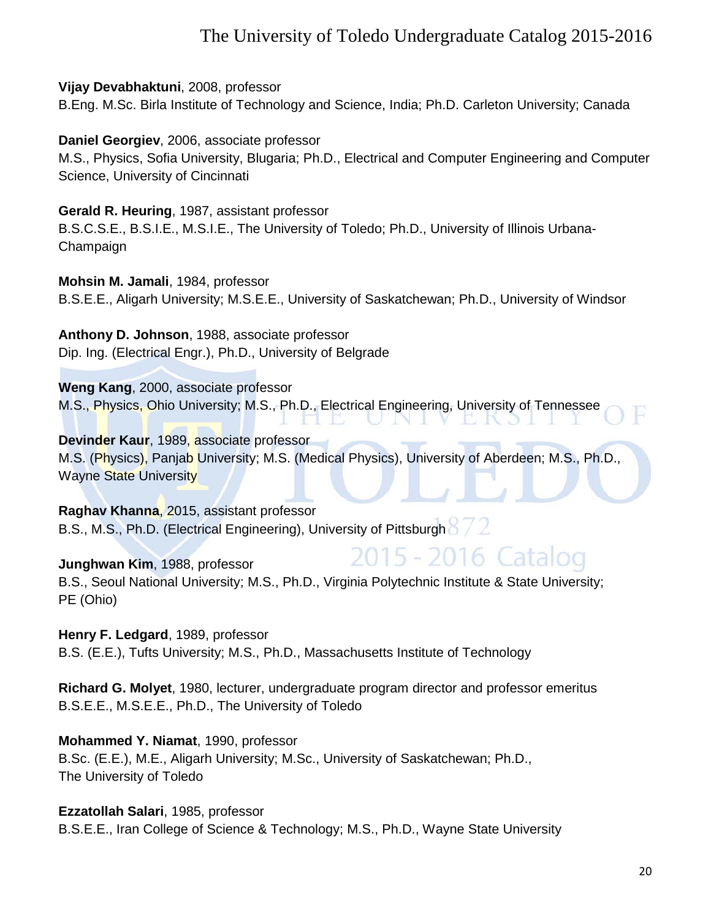**Vijay Devabhaktuni**, 2008, professor
B.Eng. M.Sc. Birla Institute of Technology and Science, India; Ph.D. Carleton University; Canada

**Daniel Georgiev**, 2006, associate professor
M.S., Physics, Sofia University, Blugaria; Ph.D., Electrical and Computer Engineering and Computer Science, University of Cincinnati

**Gerald R. Heuring**, 1987, assistant professor
B.S.C.S.E., B.S.I.E., M.S.I.E., The University of Toledo; Ph.D., University of Illinois Urbana-Champaign

**Mohsin M. Jamali**, 1984, professor
B.S.E.E., Aligarh University; M.S.E.E., University of Saskatchewan; Ph.D., University of Windsor

**Anthony D. Johnson**, 1988, associate professor
Dip. Ing. (Electrical Engr.), Ph.D., University of Belgrade

**Weng Kang**, 2000, associate professor
M.S., Physics, Ohio University; M.S., Ph.D., Electrical Engineering, University of Tennessee

**Devinder Kaur**, 1989, associate professor
M.S. (Physics), Panjab University; M.S. (Medical Physics), University of Aberdeen; M.S., Ph.D., Wayne State University

**Raghav Khanna**, 2015, assistant professor
B.S., M.S., Ph.D. (Electrical Engineering), University of Pittsburgh

**Junghwan Kim**, 1988, professor
B.S., Seoul National University; M.S., Ph.D., Virginia Polytechnic Institute & State University; PE (Ohio)

**Henry F. Ledgard**, 1989, professor
B.S. (E.E.), Tufts University; M.S., Ph.D., Massachusetts Institute of Technology

**Richard G. Molyet**, 1980, lecturer, undergraduate program director and professor emeritus
B.S.E.E., M.S.E.E., Ph.D., The University of Toledo

**Mohammed Y. Niamat**, 1990, professor
B.Sc. (E.E.), M.E., Aligarh University; M.Sc., University of Saskatchewan; Ph.D., The University of Toledo

**Ezzatollah Salari**, 1985, professor
B.S.E.E., Iran College of Science & Technology; M.S., Ph.D., Wayne State University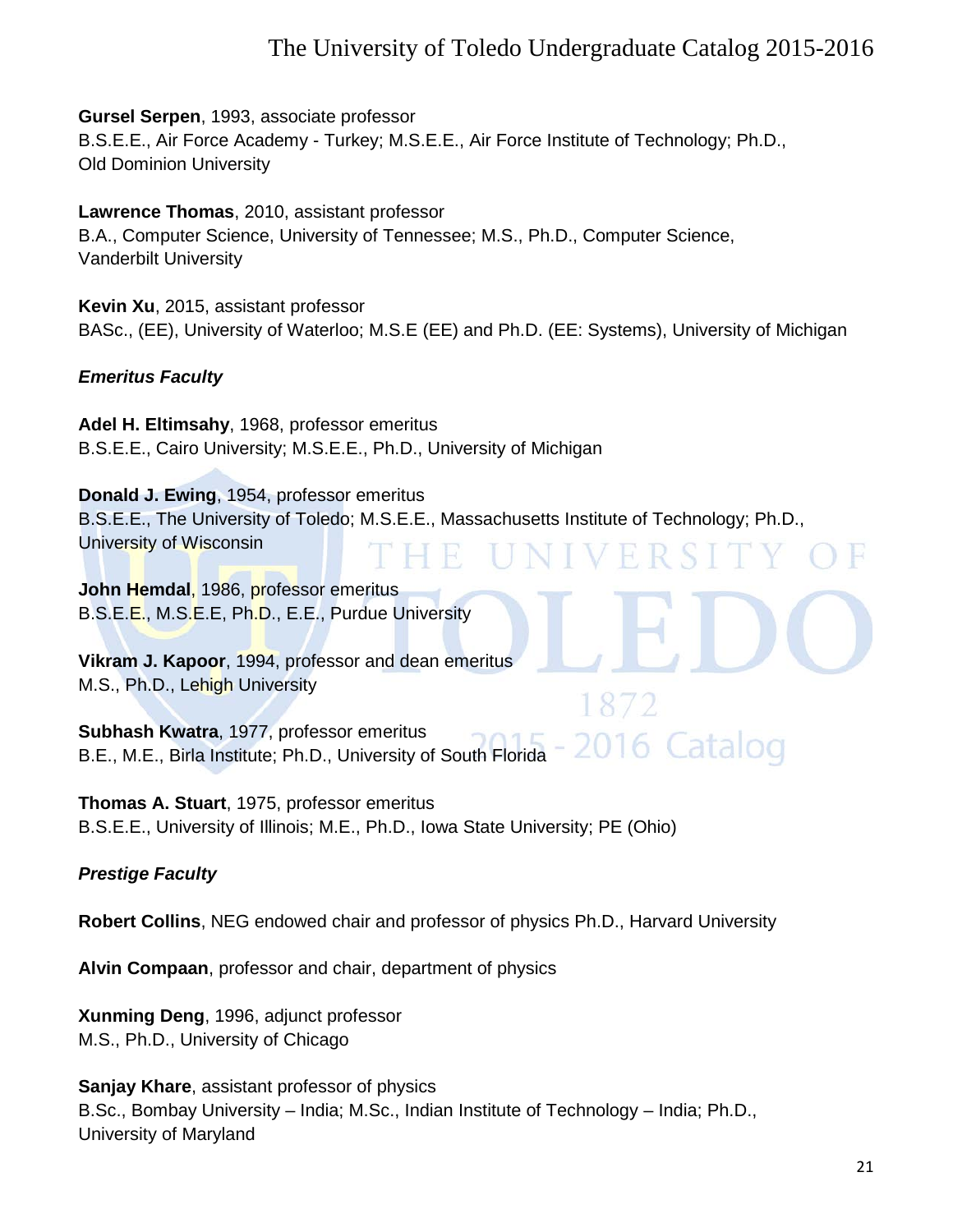**Gursel Serpen**, 1993, associate professor
B.S.E.E., Air Force Academy - Turkey; M.S.E.E., Air Force Institute of Technology; Ph.D., Old Dominion University

**Lawrence Thomas**, 2010, assistant professor
B.A., Computer Science, University of Tennessee; M.S., Ph.D., Computer Science, Vanderbilt University

**Kevin Xu**, 2015, assistant professor
BASc., (EE), University of Waterloo; M.S.E (EE) and Ph.D. (EE: Systems), University of Michigan

***Emeritus Faculty***

**Adel H. Eltimsahy**, 1968, professor emeritus
B.S.E.E., Cairo University; M.S.E.E., Ph.D., University of Michigan

**Donald J. Ewing**, 1954, professor emeritus
B.S.E.E., The University of Toledo; M.S.E.E., Massachusetts Institute of Technology; Ph.D., University of Wisconsin

**John Hemdal**, 1986, professor emeritus
B.S.E.E., M.S.E.E, Ph.D., E.E., Purdue University

**Vikram J. Kapoor**, 1994, professor and dean emeritus
M.S., Ph.D., Lehigh University

**Subhash Kwatra**, 1977, professor emeritus
B.E., M.E., Birla Institute; Ph.D., University of South Florida

**Thomas A. Stuart**, 1975, professor emeritus
B.S.E.E., University of Illinois; M.E., Ph.D., Iowa State University; PE (Ohio)

***Prestige Faculty***

**Robert Collins**, NEG endowed chair and professor of physics Ph.D., Harvard University

**Alvin Compaan**, professor and chair, department of physics

**Xunming Deng**, 1996, adjunct professor
M.S., Ph.D., University of Chicago

**Sanjay Khare**, assistant professor of physics
B.Sc., Bombay University – India; M.Sc., Indian Institute of Technology – India; Ph.D., University of Maryland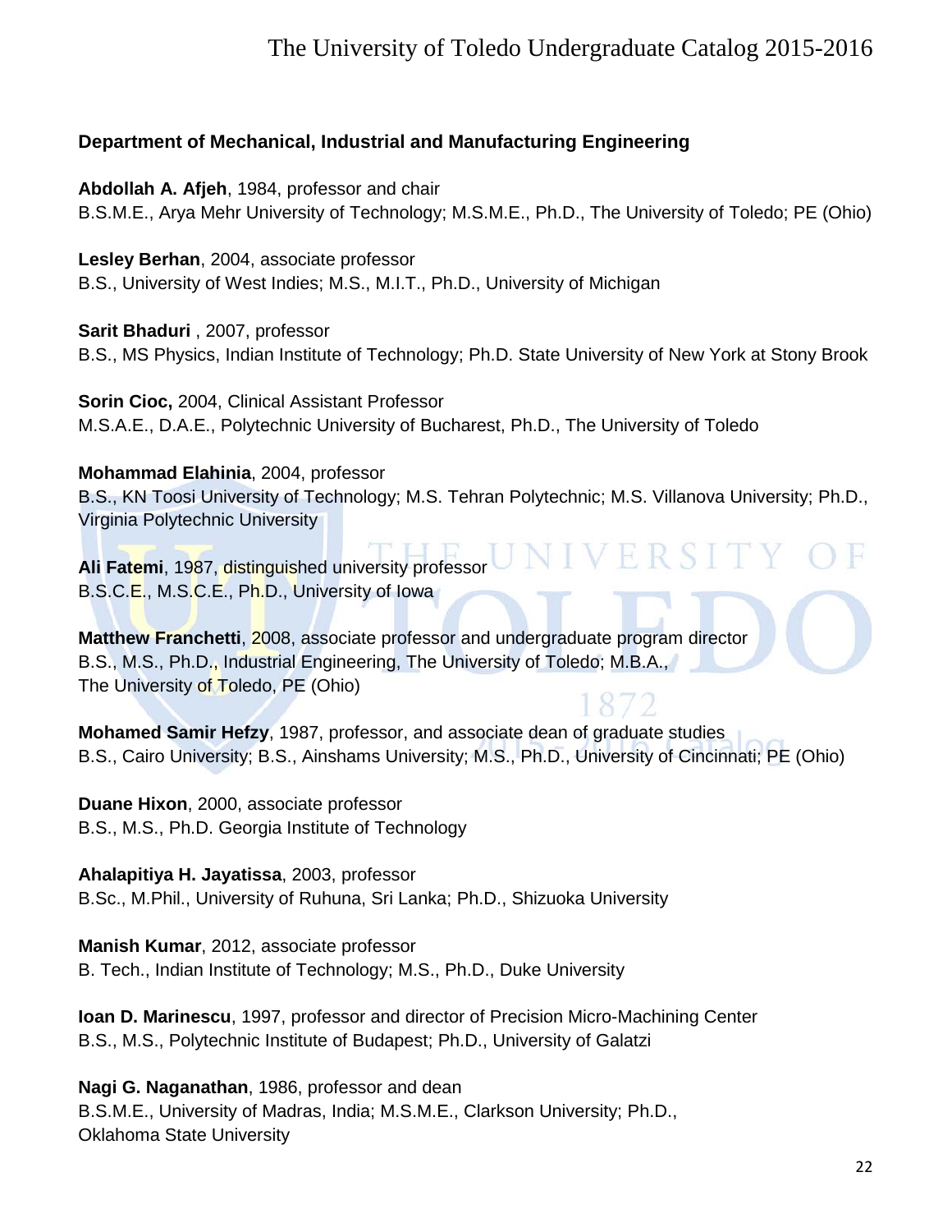## Department of Mechanical, Industrial and Manufacturing Engineering

**Abdollah A. Afjeh**, 1984, professor and chair
B.S.M.E., Arya Mehr University of Technology; M.S.M.E., Ph.D., The University of Toledo; PE (Ohio)

**Lesley Berhan**, 2004, associate professor
B.S., University of West Indies; M.S., M.I.T., Ph.D., University of Michigan

**Sarit Bhaduri** , 2007, professor
B.S., MS Physics, Indian Institute of Technology; Ph.D. State University of New York at Stony Brook

**Sorin Cioc,** 2004, Clinical Assistant Professor
M.S.A.E., D.A.E., Polytechnic University of Bucharest, Ph.D., The University of Toledo

**Mohammad Elahinia**, 2004, professor
B.S., KN Toosi University of Technology; M.S. Tehran Polytechnic; M.S. Villanova University; Ph.D., Virginia Polytechnic University

**Ali Fatemi**, 1987, distinguished university professor
B.S.C.E., M.S.C.E., Ph.D., University of Iowa

**Matthew Franchetti**, 2008, associate professor and undergraduate program director
B.S., M.S., Ph.D., Industrial Engineering, The University of Toledo; M.B.A., The University of Toledo, PE (Ohio)

**Mohamed Samir Hefzy**, 1987, professor, and associate dean of graduate studies
B.S., Cairo University; B.S., Ainshams University; M.S., Ph.D., University of Cincinnati; PE (Ohio)

**Duane Hixon**, 2000, associate professor
B.S., M.S., Ph.D. Georgia Institute of Technology

**Ahalapitiya H. Jayatissa**, 2003, professor
B.Sc., M.Phil., University of Ruhuna, Sri Lanka; Ph.D., Shizuoka University

**Manish Kumar**, 2012, associate professor
B. Tech., Indian Institute of Technology; M.S., Ph.D., Duke University

**Ioan D. Marinescu**, 1997, professor and director of Precision Micro-Machining Center
B.S., M.S., Polytechnic Institute of Budapest; Ph.D., University of Galatzi

**Nagi G. Naganathan**, 1986, professor and dean
B.S.M.E., University of Madras, India; M.S.M.E., Clarkson University; Ph.D., Oklahoma State University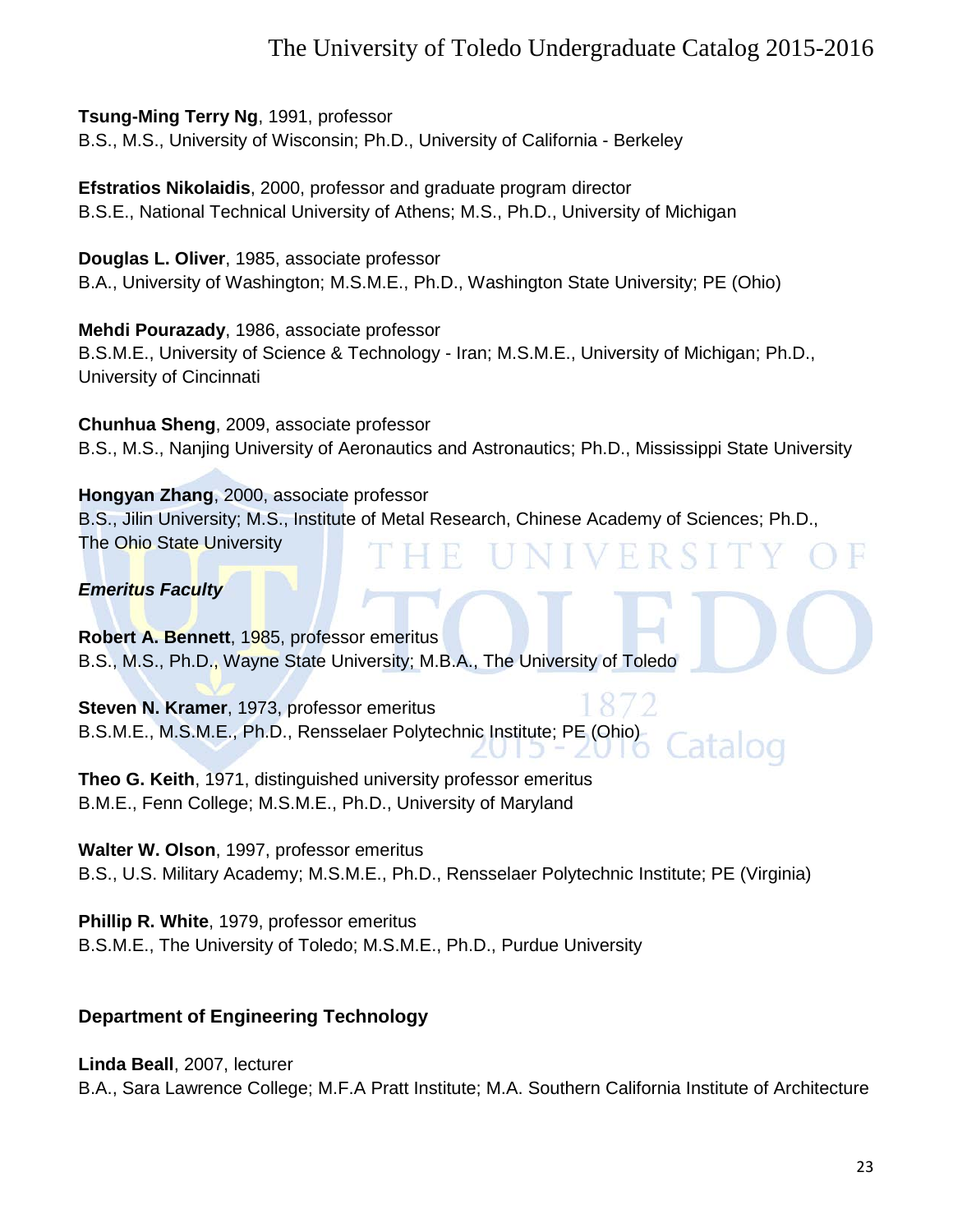**Tsung-Ming Terry Ng**, 1991, professor
B.S., M.S., University of Wisconsin; Ph.D., University of California - Berkeley

**Efstratios Nikolaidis**, 2000, professor and graduate program director
B.S.E., National Technical University of Athens; M.S., Ph.D., University of Michigan

**Douglas L. Oliver**, 1985, associate professor
B.A., University of Washington; M.S.M.E., Ph.D., Washington State University; PE (Ohio)

**Mehdi Pourazady**, 1986, associate professor
B.S.M.E., University of Science & Technology - Iran; M.S.M.E., University of Michigan; Ph.D., University of Cincinnati

**Chunhua Sheng**, 2009, associate professor
B.S., M.S., Nanjing University of Aeronautics and Astronautics; Ph.D., Mississippi State University

**Hongyan Zhang**, 2000, associate professor
B.S., Jilin University; M.S., Institute of Metal Research, Chinese Academy of Sciences; Ph.D., The Ohio State University

***Emeritus Faculty***

**Robert A. Bennett**, 1985, professor emeritus
B.S., M.S., Ph.D., Wayne State University; M.B.A., The University of Toledo

**Steven N. Kramer**, 1973, professor emeritus
B.S.M.E., M.S.M.E., Ph.D., Rensselaer Polytechnic Institute; PE (Ohio)

**Theo G. Keith**, 1971, distinguished university professor emeritus
B.M.E., Fenn College; M.S.M.E., Ph.D., University of Maryland

**Walter W. Olson**, 1997, professor emeritus
B.S., U.S. Military Academy; M.S.M.E., Ph.D., Rensselaer Polytechnic Institute; PE (Virginia)

**Phillip R. White**, 1979, professor emeritus
B.S.M.E., The University of Toledo; M.S.M.E., Ph.D., Purdue University

### Department of Engineering Technology

**Linda Beall**, 2007, lecturer
B.A., Sara Lawrence College; M.F.A Pratt Institute; M.A. Southern California Institute of Architecture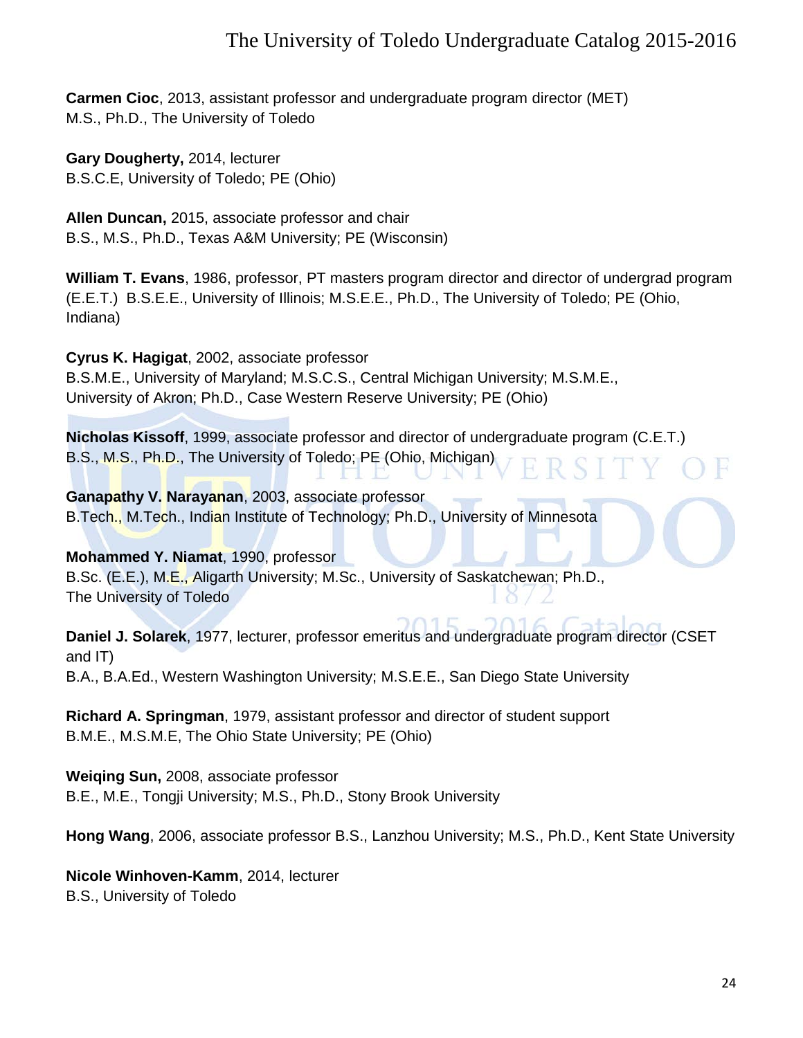**Carmen Cioc**, 2013, assistant professor and undergraduate program director (MET)
M.S., Ph.D., The University of Toledo

**Gary Dougherty,** 2014, lecturer
B.S.C.E, University of Toledo; PE (Ohio)

**Allen Duncan,** 2015, associate professor and chair
B.S., M.S., Ph.D., Texas A&M University; PE (Wisconsin)

**William T. Evans**, 1986, professor, PT masters program director and director of undergrad program (E.E.T.) B.S.E.E., University of Illinois; M.S.E.E., Ph.D., The University of Toledo; PE (Ohio, Indiana)

**Cyrus K. Hagigat**, 2002, associate professor
B.S.M.E., University of Maryland; M.S.C.S., Central Michigan University; M.S.M.E., University of Akron; Ph.D., Case Western Reserve University; PE (Ohio)

**Nicholas Kissoff**, 1999, associate professor and director of undergraduate program (C.E.T.)
B.S., M.S., Ph.D., The University of Toledo; PE (Ohio, Michigan)

**Ganapathy V. Narayanan**, 2003, associate professor
B.Tech., M.Tech., Indian Institute of Technology; Ph.D., University of Minnesota

**Mohammed Y. Niamat**, 1990, professor
B.Sc. (E.E.), M.E., Aligarth University; M.Sc., University of Saskatchewan; Ph.D., The University of Toledo

**Daniel J. Solarek**, 1977, lecturer, professor emeritus and undergraduate program director (CSET and IT)
B.A., B.A.Ed., Western Washington University; M.S.E.E., San Diego State University

**Richard A. Springman**, 1979, assistant professor and director of student support
B.M.E., M.S.M.E, The Ohio State University; PE (Ohio)

**Weiqing Sun,** 2008, associate professor
B.E., M.E., Tongji University; M.S., Ph.D., Stony Brook University

**Hong Wang**, 2006, associate professor B.S., Lanzhou University; M.S., Ph.D., Kent State University

**Nicole Winhoven-Kamm**, 2014, lecturer
B.S., University of Toledo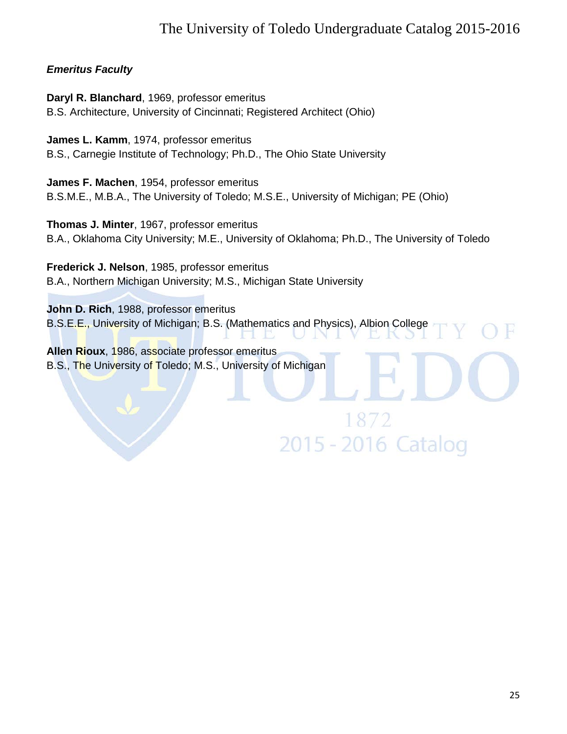### *Emeritus Faculty*

**Daryl R. Blanchard**, 1969, professor emeritus
B.S. Architecture, University of Cincinnati; Registered Architect (Ohio)

**James L. Kamm**, 1974, professor emeritus
B.S., Carnegie Institute of Technology; Ph.D., The Ohio State University

**James F. Machen**, 1954, professor emeritus
B.S.M.E., M.B.A., The University of Toledo; M.S.E., University of Michigan; PE (Ohio)

**Thomas J. Minter**, 1967, professor emeritus
B.A., Oklahoma City University; M.E., University of Oklahoma; Ph.D., The University of Toledo

**Frederick J. Nelson**, 1985, professor emeritus
B.A., Northern Michigan University; M.S., Michigan State University

**John D. Rich**, 1988, professor emeritus
B.S.E.E., University of Michigan; B.S. (Mathematics and Physics), Albion College

**Allen Rioux**, 1986, associate professor emeritus
B.S., The University of Toledo; M.S., University of Michigan